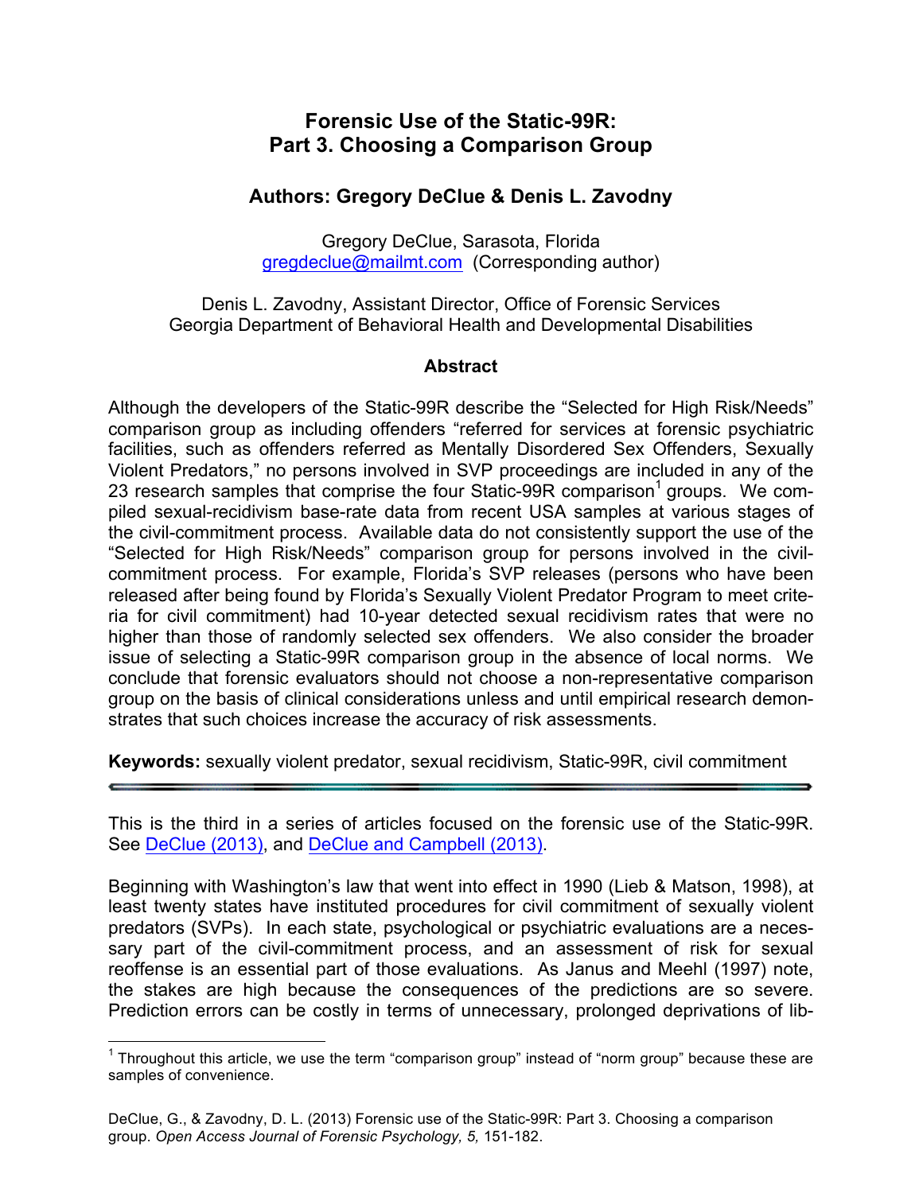# Forensic Use of the Static-99R: Part 3. Choosing a Comparison Group

## Authors: Gregory DeClue & Denis L. Zavodny

Gregory DeClue, Sarasota, Florida
gregdeclue@mailmt.com (Corresponding author)

Denis L. Zavodny, Assistant Director, Office of Forensic Services
Georgia Department of Behavioral Health and Developmental Disabilities

### Abstract

Although the developers of the Static-99R describe the "Selected for High Risk/Needs" comparison group as including offenders "referred for services at forensic psychiatric facilities, such as offenders referred as Mentally Disordered Sex Offenders, Sexually Violent Predators," no persons involved in SVP proceedings are included in any of the 23 research samples that comprise the four Static-99R comparison[1] groups. We compiled sexual-recidivism base-rate data from recent USA samples at various stages of the civil-commitment process. Available data do not consistently support the use of the "Selected for High Risk/Needs" comparison group for persons involved in the civil-commitment process. For example, Florida's SVP releases (persons who have been released after being found by Florida's Sexually Violent Predator Program to meet criteria for civil commitment) had 10-year detected sexual recidivism rates that were no higher than those of randomly selected sex offenders. We also consider the broader issue of selecting a Static-99R comparison group in the absence of local norms. We conclude that forensic evaluators should not choose a non-representative comparison group on the basis of clinical considerations unless and until empirical research demonstrates that such choices increase the accuracy of risk assessments.

**Keywords:** sexually violent predator, sexual recidivism, Static-99R, civil commitment

---

This is the third in a series of articles focused on the forensic use of the Static-99R. See DeClue (2013), and DeClue and Campbell (2013).

Beginning with Washington's law that went into effect in 1990 (Lieb & Matson, 1998), at least twenty states have instituted procedures for civil commitment of sexually violent predators (SVPs). In each state, psychological or psychiatric evaluations are a necessary part of the civil-commitment process, and an assessment of risk for sexual reoffense is an essential part of those evaluations. As Janus and Meehl (1997) note, the stakes are high because the consequences of the predictions are so severe. Prediction errors can be costly in terms of unnecessary, prolonged deprivations of lib-

---

[1] Throughout this article, we use the term "comparison group" instead of "norm group" because these are samples of convenience.

DeClue, G., & Zavodny, D. L. (2013) Forensic use of the Static-99R: Part 3. Choosing a comparison group. *Open Access Journal of Forensic Psychology, 5,* 151-182.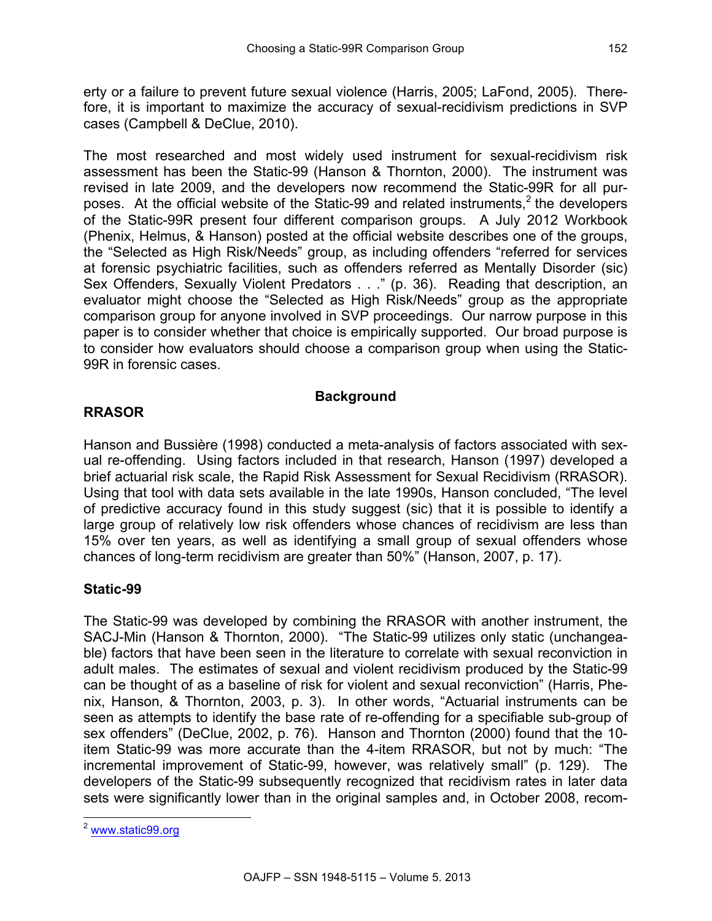erty or a failure to prevent future sexual violence (Harris, 2005; LaFond, 2005). Therefore, it is important to maximize the accuracy of sexual-recidivism predictions in SVP cases (Campbell & DeClue, 2010).

The most researched and most widely used instrument for sexual-recidivism risk assessment has been the Static-99 (Hanson & Thornton, 2000). The instrument was revised in late 2009, and the developers now recommend the Static-99R for all purposes. At the official website of the Static-99 and related instruments,[2] the developers of the Static-99R present four different comparison groups. A July 2012 Workbook (Phenix, Helmus, & Hanson) posted at the official website describes one of the groups, the "Selected as High Risk/Needs" group, as including offenders "referred for services at forensic psychiatric facilities, such as offenders referred as Mentally Disorder (sic) Sex Offenders, Sexually Violent Predators . . ." (p. 36). Reading that description, an evaluator might choose the "Selected as High Risk/Needs" group as the appropriate comparison group for anyone involved in SVP proceedings. Our narrow purpose in this paper is to consider whether that choice is empirically supported. Our broad purpose is to consider how evaluators should choose a comparison group when using the Static-99R in forensic cases.

## Background

### RRASOR

Hanson and Bussière (1998) conducted a meta-analysis of factors associated with sexual re-offending. Using factors included in that research, Hanson (1997) developed a brief actuarial risk scale, the Rapid Risk Assessment for Sexual Recidivism (RRASOR). Using that tool with data sets available in the late 1990s, Hanson concluded, "The level of predictive accuracy found in this study suggest (sic) that it is possible to identify a large group of relatively low risk offenders whose chances of recidivism are less than 15% over ten years, as well as identifying a small group of sexual offenders whose chances of long-term recidivism are greater than 50%" (Hanson, 2007, p. 17).

### Static-99

The Static-99 was developed by combining the RRASOR with another instrument, the SACJ-Min (Hanson & Thornton, 2000). "The Static-99 utilizes only static (unchangeable) factors that have been seen in the literature to correlate with sexual reconviction in adult males. The estimates of sexual and violent recidivism produced by the Static-99 can be thought of as a baseline of risk for violent and sexual reconviction" (Harris, Phenix, Hanson, & Thornton, 2003, p. 3). In other words, "Actuarial instruments can be seen as attempts to identify the base rate of re-offending for a specifiable sub-group of sex offenders" (DeClue, 2002, p. 76). Hanson and Thornton (2000) found that the 10-item Static-99 was more accurate than the 4-item RRASOR, but not by much: "The incremental improvement of Static-99, however, was relatively small" (p. 129). The developers of the Static-99 subsequently recognized that recidivism rates in later data sets were significantly lower than in the original samples and, in October 2008, recom-

[2] www.static99.org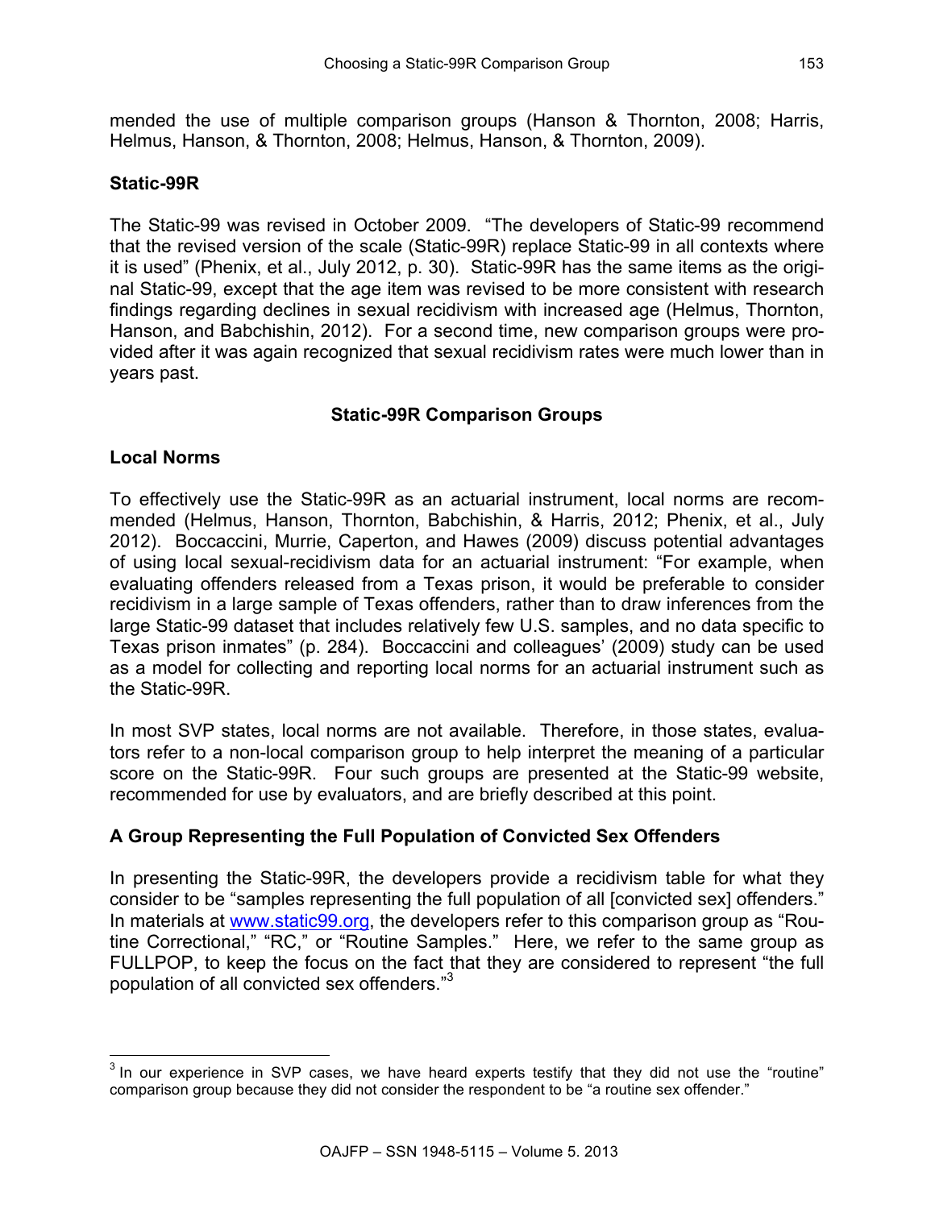mended the use of multiple comparison groups (Hanson & Thornton, 2008; Harris, Helmus, Hanson, & Thornton, 2008; Helmus, Hanson, & Thornton, 2009).

### Static-99R

The Static-99 was revised in October 2009. "The developers of Static-99 recommend that the revised version of the scale (Static-99R) replace Static-99 in all contexts where it is used" (Phenix, et al., July 2012, p. 30). Static-99R has the same items as the original Static-99, except that the age item was revised to be more consistent with research findings regarding declines in sexual recidivism with increased age (Helmus, Thornton, Hanson, and Babchishin, 2012). For a second time, new comparison groups were provided after it was again recognized that sexual recidivism rates were much lower than in years past.

## Static-99R Comparison Groups

### Local Norms

To effectively use the Static-99R as an actuarial instrument, local norms are recommended (Helmus, Hanson, Thornton, Babchishin, & Harris, 2012; Phenix, et al., July 2012). Boccaccini, Murrie, Caperton, and Hawes (2009) discuss potential advantages of using local sexual-recidivism data for an actuarial instrument: "For example, when evaluating offenders released from a Texas prison, it would be preferable to consider recidivism in a large sample of Texas offenders, rather than to draw inferences from the large Static-99 dataset that includes relatively few U.S. samples, and no data specific to Texas prison inmates" (p. 284). Boccaccini and colleagues' (2009) study can be used as a model for collecting and reporting local norms for an actuarial instrument such as the Static-99R.

In most SVP states, local norms are not available. Therefore, in those states, evaluators refer to a non-local comparison group to help interpret the meaning of a particular score on the Static-99R. Four such groups are presented at the Static-99 website, recommended for use by evaluators, and are briefly described at this point.

### A Group Representing the Full Population of Convicted Sex Offenders

In presenting the Static-99R, the developers provide a recidivism table for what they consider to be "samples representing the full population of all [convicted sex] offenders." In materials at www.static99.org, the developers refer to this comparison group as "Routine Correctional," "RC," or "Routine Samples." Here, we refer to the same group as FULLPOP, to keep the focus on the fact that they are considered to represent "the full population of all convicted sex offenders."[3]

[3] In our experience in SVP cases, we have heard experts testify that they did not use the "routine" comparison group because they did not consider the respondent to be "a routine sex offender."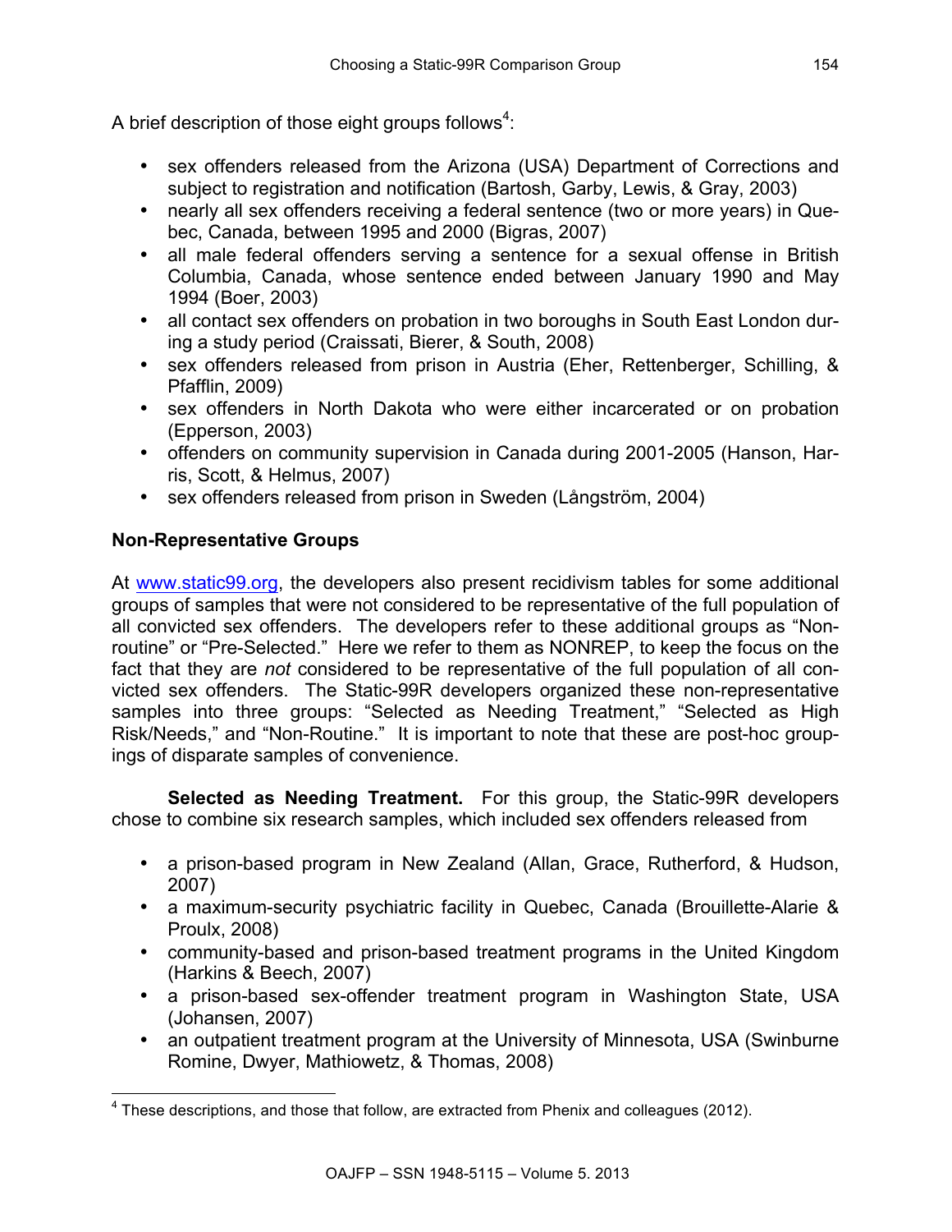A brief description of those eight groups follows[4]:

- sex offenders released from the Arizona (USA) Department of Corrections and subject to registration and notification (Bartosh, Garby, Lewis, & Gray, 2003)
- nearly all sex offenders receiving a federal sentence (two or more years) in Quebec, Canada, between 1995 and 2000 (Bigras, 2007)
- all male federal offenders serving a sentence for a sexual offense in British Columbia, Canada, whose sentence ended between January 1990 and May 1994 (Boer, 2003)
- all contact sex offenders on probation in two boroughs in South East London during a study period (Craissati, Bierer, & South, 2008)
- sex offenders released from prison in Austria (Eher, Rettenberger, Schilling, & Pfafflin, 2009)
- sex offenders in North Dakota who were either incarcerated or on probation (Epperson, 2003)
- offenders on community supervision in Canada during 2001-2005 (Hanson, Harris, Scott, & Helmus, 2007)
- sex offenders released from prison in Sweden (Långström, 2004)

### Non-Representative Groups

At www.static99.org, the developers also present recidivism tables for some additional groups of samples that were not considered to be representative of the full population of all convicted sex offenders. The developers refer to these additional groups as "Non-routine" or "Pre-Selected." Here we refer to them as NONREP, to keep the focus on the fact that they are *not* considered to be representative of the full population of all convicted sex offenders. The Static-99R developers organized these non-representative samples into three groups: "Selected as Needing Treatment," "Selected as High Risk/Needs," and "Non-Routine." It is important to note that these are post-hoc groupings of disparate samples of convenience.

**Selected as Needing Treatment.** For this group, the Static-99R developers chose to combine six research samples, which included sex offenders released from

- a prison-based program in New Zealand (Allan, Grace, Rutherford, & Hudson, 2007)
- a maximum-security psychiatric facility in Quebec, Canada (Brouillette-Alarie & Proulx, 2008)
- community-based and prison-based treatment programs in the United Kingdom (Harkins & Beech, 2007)
- a prison-based sex-offender treatment program in Washington State, USA (Johansen, 2007)
- an outpatient treatment program at the University of Minnesota, USA (Swinburne Romine, Dwyer, Mathiowetz, & Thomas, 2008)

[4] These descriptions, and those that follow, are extracted from Phenix and colleagues (2012).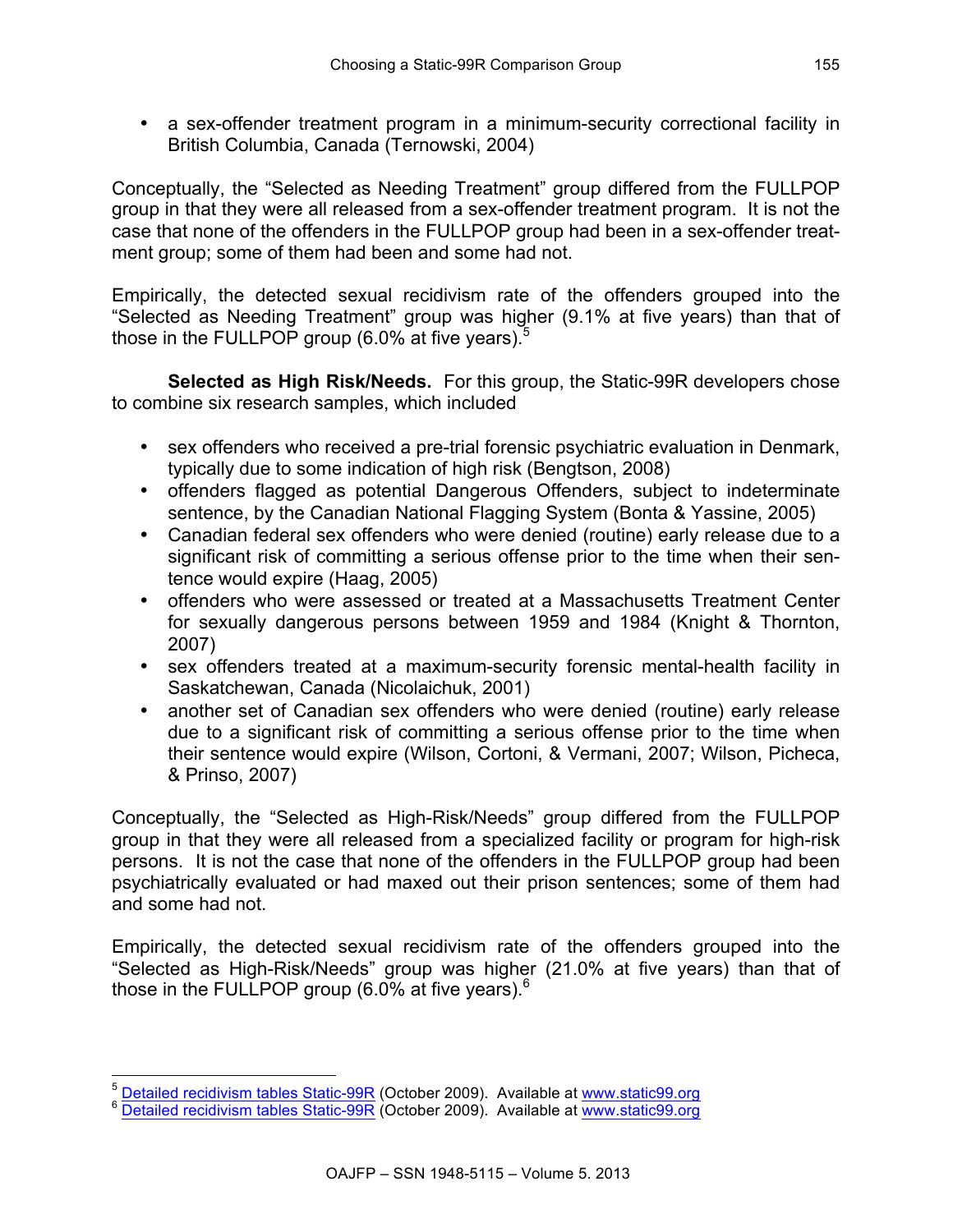- a sex-offender treatment program in a minimum-security correctional facility in British Columbia, Canada (Ternowski, 2004)

Conceptually, the "Selected as Needing Treatment" group differed from the FULLPOP group in that they were all released from a sex-offender treatment program. It is not the case that none of the offenders in the FULLPOP group had been in a sex-offender treatment group; some of them had been and some had not.

Empirically, the detected sexual recidivism rate of the offenders grouped into the "Selected as Needing Treatment" group was higher (9.1% at five years) than that of those in the FULLPOP group (6.0% at five years).[5]

**Selected as High Risk/Needs.** For this group, the Static-99R developers chose to combine six research samples, which included

- sex offenders who received a pre-trial forensic psychiatric evaluation in Denmark, typically due to some indication of high risk (Bengtson, 2008)
- offenders flagged as potential Dangerous Offenders, subject to indeterminate sentence, by the Canadian National Flagging System (Bonta & Yassine, 2005)
- Canadian federal sex offenders who were denied (routine) early release due to a significant risk of committing a serious offense prior to the time when their sentence would expire (Haag, 2005)
- offenders who were assessed or treated at a Massachusetts Treatment Center for sexually dangerous persons between 1959 and 1984 (Knight & Thornton, 2007)
- sex offenders treated at a maximum-security forensic mental-health facility in Saskatchewan, Canada (Nicolaichuk, 2001)
- another set of Canadian sex offenders who were denied (routine) early release due to a significant risk of committing a serious offense prior to the time when their sentence would expire (Wilson, Cortoni, & Vermani, 2007; Wilson, Picheca, & Prinso, 2007)

Conceptually, the "Selected as High-Risk/Needs" group differed from the FULLPOP group in that they were all released from a specialized facility or program for high-risk persons. It is not the case that none of the offenders in the FULLPOP group had been psychiatrically evaluated or had maxed out their prison sentences; some of them had and some had not.

Empirically, the detected sexual recidivism rate of the offenders grouped into the "Selected as High-Risk/Needs" group was higher (21.0% at five years) than that of those in the FULLPOP group (6.0% at five years).[6]

---

[5] Detailed recidivism tables Static-99R (October 2009). Available at www.static99.org

[6] Detailed recidivism tables Static-99R (October 2009). Available at www.static99.org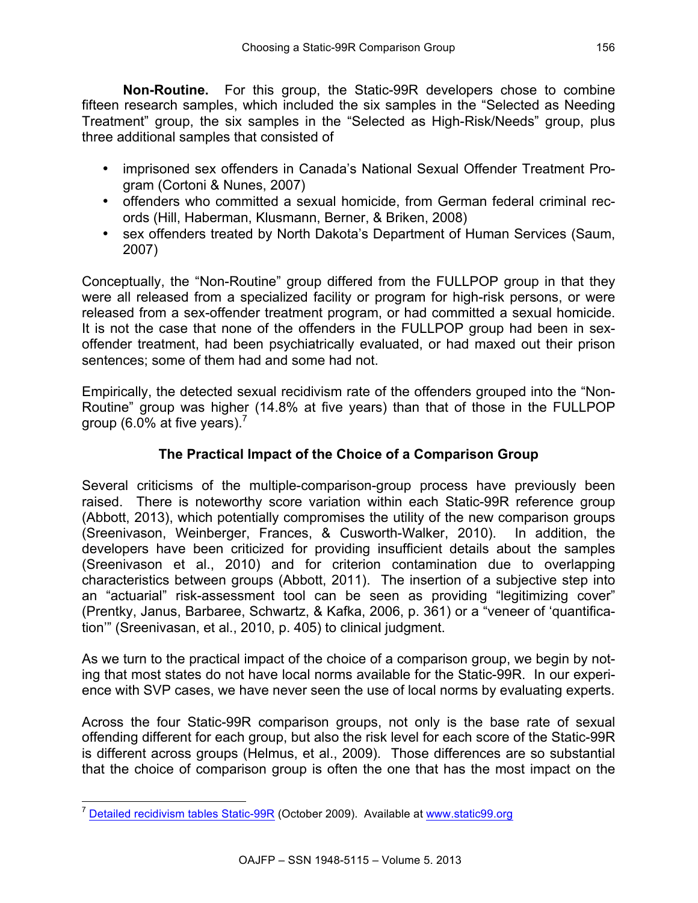**Non-Routine.** For this group, the Static-99R developers chose to combine fifteen research samples, which included the six samples in the "Selected as Needing Treatment" group, the six samples in the "Selected as High-Risk/Needs" group, plus three additional samples that consisted of

- imprisoned sex offenders in Canada's National Sexual Offender Treatment Program (Cortoni & Nunes, 2007)
- offenders who committed a sexual homicide, from German federal criminal records (Hill, Haberman, Klusmann, Berner, & Briken, 2008)
- sex offenders treated by North Dakota's Department of Human Services (Saum, 2007)

Conceptually, the "Non-Routine" group differed from the FULLPOP group in that they were all released from a specialized facility or program for high-risk persons, or were released from a sex-offender treatment program, or had committed a sexual homicide. It is not the case that none of the offenders in the FULLPOP group had been in sex-offender treatment, had been psychiatrically evaluated, or had maxed out their prison sentences; some of them had and some had not.

Empirically, the detected sexual recidivism rate of the offenders grouped into the "Non-Routine" group was higher (14.8% at five years) than that of those in the FULLPOP group (6.0% at five years).[7]

## The Practical Impact of the Choice of a Comparison Group

Several criticisms of the multiple-comparison-group process have previously been raised. There is noteworthy score variation within each Static-99R reference group (Abbott, 2013), which potentially compromises the utility of the new comparison groups (Sreenivason, Weinberger, Frances, & Cusworth-Walker, 2010). In addition, the developers have been criticized for providing insufficient details about the samples (Sreenivason et al., 2010) and for criterion contamination due to overlapping characteristics between groups (Abbott, 2011). The insertion of a subjective step into an "actuarial" risk-assessment tool can be seen as providing "legitimizing cover" (Prentky, Janus, Barbaree, Schwartz, & Kafka, 2006, p. 361) or a "veneer of 'quantification'" (Sreenivasan, et al., 2010, p. 405) to clinical judgment.

As we turn to the practical impact of the choice of a comparison group, we begin by noting that most states do not have local norms available for the Static-99R. In our experience with SVP cases, we have never seen the use of local norms by evaluating experts.

Across the four Static-99R comparison groups, not only is the base rate of sexual offending different for each group, but also the risk level for each score of the Static-99R is different across groups (Helmus, et al., 2009). Those differences are so substantial that the choice of comparison group is often the one that has the most impact on the

---

[7] Detailed recidivism tables Static-99R (October 2009). Available at www.static99.org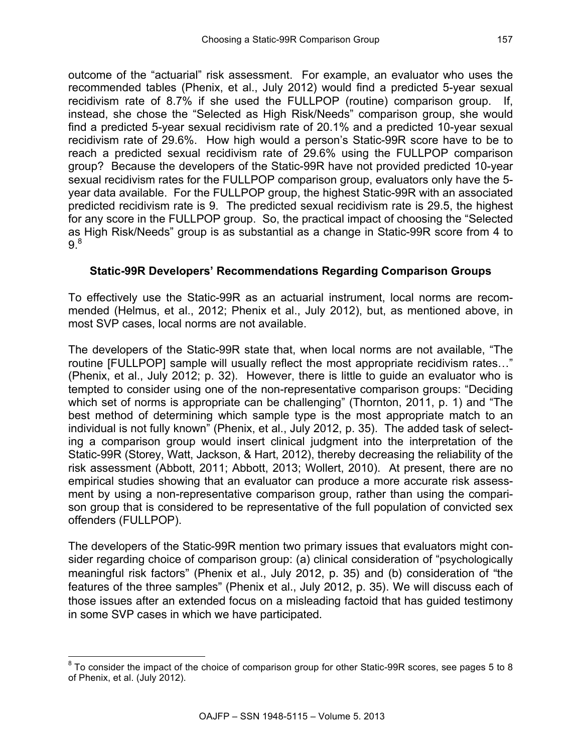outcome of the "actuarial" risk assessment. For example, an evaluator who uses the recommended tables (Phenix, et al., July 2012) would find a predicted 5-year sexual recidivism rate of 8.7% if she used the FULLPOP (routine) comparison group. If, instead, she chose the "Selected as High Risk/Needs" comparison group, she would find a predicted 5-year sexual recidivism rate of 20.1% and a predicted 10-year sexual recidivism rate of 29.6%. How high would a person's Static-99R score have to be to reach a predicted sexual recidivism rate of 29.6% using the FULLPOP comparison group? Because the developers of the Static-99R have not provided predicted 10-year sexual recidivism rates for the FULLPOP comparison group, evaluators only have the 5-year data available. For the FULLPOP group, the highest Static-99R with an associated predicted recidivism rate is 9. The predicted sexual recidivism rate is 29.5, the highest for any score in the FULLPOP group. So, the practical impact of choosing the "Selected as High Risk/Needs" group is as substantial as a change in Static-99R score from 4 to 9.[8]

### Static-99R Developers' Recommendations Regarding Comparison Groups

To effectively use the Static-99R as an actuarial instrument, local norms are recommended (Helmus, et al., 2012; Phenix et al., July 2012), but, as mentioned above, in most SVP cases, local norms are not available.

The developers of the Static-99R state that, when local norms are not available, "The routine [FULLPOP] sample will usually reflect the most appropriate recidivism rates…" (Phenix, et al., July 2012; p. 32). However, there is little to guide an evaluator who is tempted to consider using one of the non-representative comparison groups: "Deciding which set of norms is appropriate can be challenging" (Thornton, 2011, p. 1) and "The best method of determining which sample type is the most appropriate match to an individual is not fully known" (Phenix, et al., July 2012, p. 35). The added task of selecting a comparison group would insert clinical judgment into the interpretation of the Static-99R (Storey, Watt, Jackson, & Hart, 2012), thereby decreasing the reliability of the risk assessment (Abbott, 2011; Abbott, 2013; Wollert, 2010). At present, there are no empirical studies showing that an evaluator can produce a more accurate risk assessment by using a non-representative comparison group, rather than using the comparison group that is considered to be representative of the full population of convicted sex offenders (FULLPOP).

The developers of the Static-99R mention two primary issues that evaluators might consider regarding choice of comparison group: (a) clinical consideration of "psychologically meaningful risk factors" (Phenix et al., July 2012, p. 35) and (b) consideration of "the features of the three samples" (Phenix et al., July 2012, p. 35). We will discuss each of those issues after an extended focus on a misleading factoid that has guided testimony in some SVP cases in which we have participated.

---

[8] To consider the impact of the choice of comparison group for other Static-99R scores, see pages 5 to 8 of Phenix, et al. (July 2012).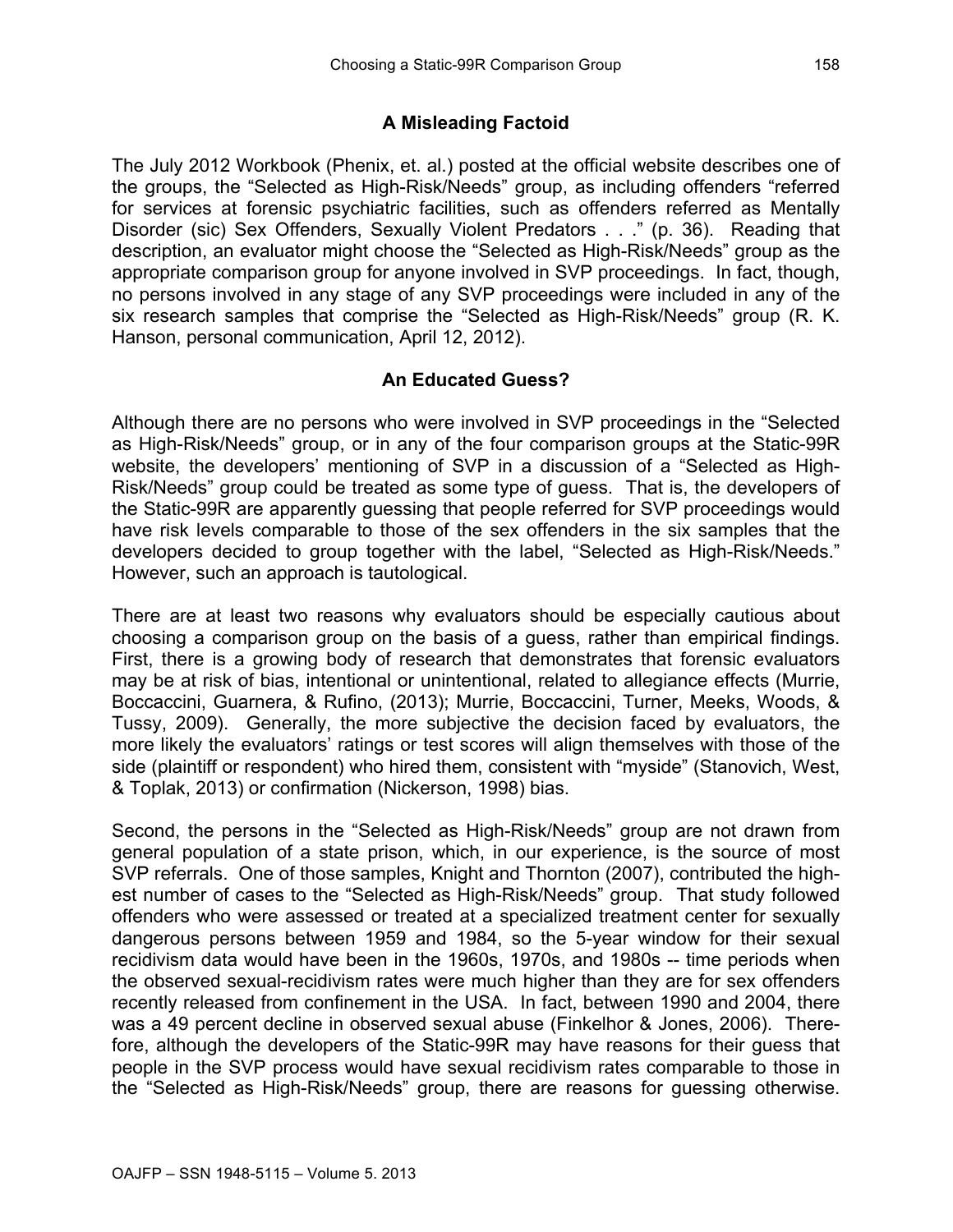## A Misleading Factoid

The July 2012 Workbook (Phenix, et. al.) posted at the official website describes one of the groups, the "Selected as High-Risk/Needs" group, as including offenders "referred for services at forensic psychiatric facilities, such as offenders referred as Mentally Disorder (sic) Sex Offenders, Sexually Violent Predators . . ." (p. 36). Reading that description, an evaluator might choose the "Selected as High-Risk/Needs" group as the appropriate comparison group for anyone involved in SVP proceedings. In fact, though, no persons involved in any stage of any SVP proceedings were included in any of the six research samples that comprise the "Selected as High-Risk/Needs" group (R. K. Hanson, personal communication, April 12, 2012).

## An Educated Guess?

Although there are no persons who were involved in SVP proceedings in the "Selected as High-Risk/Needs" group, or in any of the four comparison groups at the Static-99R website, the developers' mentioning of SVP in a discussion of a "Selected as High-Risk/Needs" group could be treated as some type of guess. That is, the developers of the Static-99R are apparently guessing that people referred for SVP proceedings would have risk levels comparable to those of the sex offenders in the six samples that the developers decided to group together with the label, "Selected as High-Risk/Needs." However, such an approach is tautological.

There are at least two reasons why evaluators should be especially cautious about choosing a comparison group on the basis of a guess, rather than empirical findings. First, there is a growing body of research that demonstrates that forensic evaluators may be at risk of bias, intentional or unintentional, related to allegiance effects (Murrie, Boccaccini, Guarnera, & Rufino, (2013); Murrie, Boccaccini, Turner, Meeks, Woods, & Tussy, 2009). Generally, the more subjective the decision faced by evaluators, the more likely the evaluators' ratings or test scores will align themselves with those of the side (plaintiff or respondent) who hired them, consistent with "myside" (Stanovich, West, & Toplak, 2013) or confirmation (Nickerson, 1998) bias.

Second, the persons in the "Selected as High-Risk/Needs" group are not drawn from general population of a state prison, which, in our experience, is the source of most SVP referrals. One of those samples, Knight and Thornton (2007), contributed the highest number of cases to the "Selected as High-Risk/Needs" group. That study followed offenders who were assessed or treated at a specialized treatment center for sexually dangerous persons between 1959 and 1984, so the 5-year window for their sexual recidivism data would have been in the 1960s, 1970s, and 1980s -- time periods when the observed sexual-recidivism rates were much higher than they are for sex offenders recently released from confinement in the USA. In fact, between 1990 and 2004, there was a 49 percent decline in observed sexual abuse (Finkelhor & Jones, 2006). Therefore, although the developers of the Static-99R may have reasons for their guess that people in the SVP process would have sexual recidivism rates comparable to those in the "Selected as High-Risk/Needs" group, there are reasons for guessing otherwise.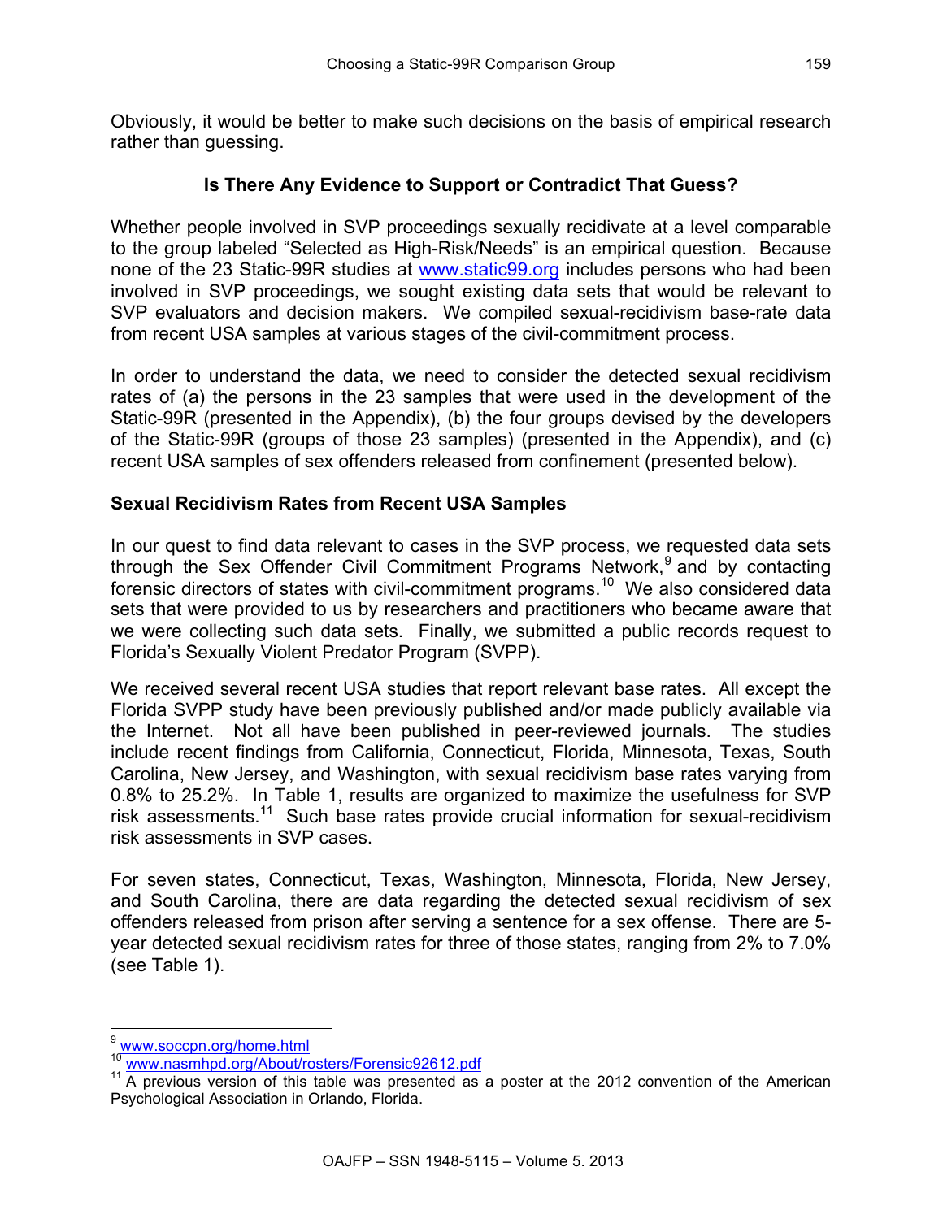Obviously, it would be better to make such decisions on the basis of empirical research rather than guessing.

### Is There Any Evidence to Support or Contradict That Guess?

Whether people involved in SVP proceedings sexually recidivate at a level comparable to the group labeled "Selected as High-Risk/Needs" is an empirical question. Because none of the 23 Static-99R studies at www.static99.org includes persons who had been involved in SVP proceedings, we sought existing data sets that would be relevant to SVP evaluators and decision makers. We compiled sexual-recidivism base-rate data from recent USA samples at various stages of the civil-commitment process.

In order to understand the data, we need to consider the detected sexual recidivism rates of (a) the persons in the 23 samples that were used in the development of the Static-99R (presented in the Appendix), (b) the four groups devised by the developers of the Static-99R (groups of those 23 samples) (presented in the Appendix), and (c) recent USA samples of sex offenders released from confinement (presented below).

### Sexual Recidivism Rates from Recent USA Samples

In our quest to find data relevant to cases in the SVP process, we requested data sets through the Sex Offender Civil Commitment Programs Network,[9] and by contacting forensic directors of states with civil-commitment programs.[10] We also considered data sets that were provided to us by researchers and practitioners who became aware that we were collecting such data sets. Finally, we submitted a public records request to Florida's Sexually Violent Predator Program (SVPP).

We received several recent USA studies that report relevant base rates. All except the Florida SVPP study have been previously published and/or made publicly available via the Internet. Not all have been published in peer-reviewed journals. The studies include recent findings from California, Connecticut, Florida, Minnesota, Texas, South Carolina, New Jersey, and Washington, with sexual recidivism base rates varying from 0.8% to 25.2%. In Table 1, results are organized to maximize the usefulness for SVP risk assessments.[11] Such base rates provide crucial information for sexual-recidivism risk assessments in SVP cases.

For seven states, Connecticut, Texas, Washington, Minnesota, Florida, New Jersey, and South Carolina, there are data regarding the detected sexual recidivism of sex offenders released from prison after serving a sentence for a sex offense. There are 5-year detected sexual recidivism rates for three of those states, ranging from 2% to 7.0% (see Table 1).

---

[9] www.soccpn.org/home.html

[10] www.nasmhpd.org/About/rosters/Forensic92612.pdf

[11] A previous version of this table was presented as a poster at the 2012 convention of the American Psychological Association in Orlando, Florida.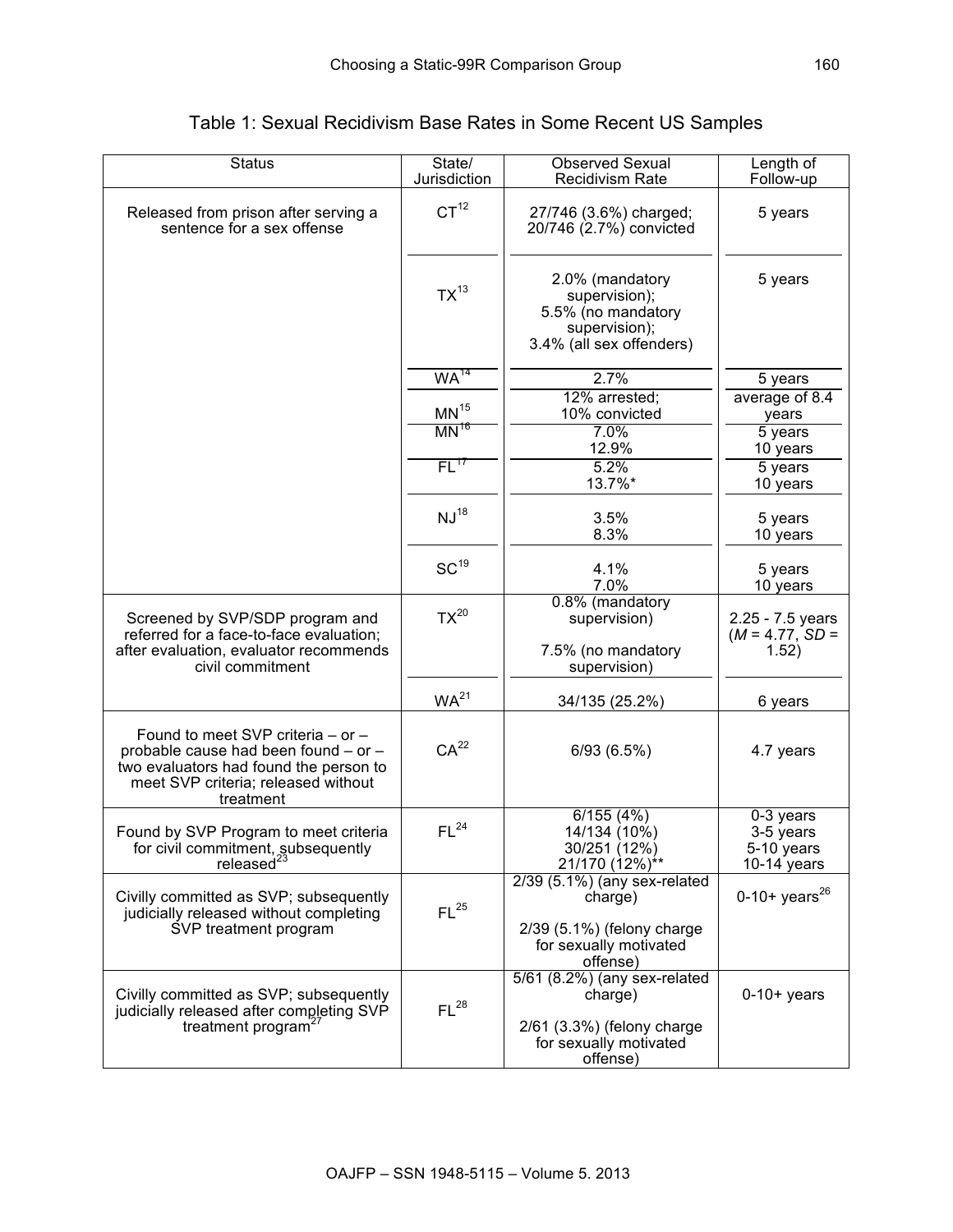Table 1: Sexual Recidivism Base Rates in Some Recent US Samples

| Status | State/ Jurisdiction | Observed Sexual Recidivism Rate | Length of Follow-up |
|---|---|---|---|
| Released from prison after serving a sentence for a sex offense | CT[12] | 27/746 (3.6%) charged; 20/746 (2.7%) convicted | 5 years |
| | TX[13] | 2.0% (mandatory supervision); 5.5% (no mandatory supervision); 3.4% (all sex offenders) | 5 years |
| | WA[14] | 2.7% | 5 years |
| | MN[15] | 12% arrested; 10% convicted | average of 8.4 years |
| | MN[16] | 7.0% 12.9% | 5 years 10 years |
| | FL[17] | 5.2% 13.7%* | 5 years 10 years |
| | NJ[18] | 3.5% 8.3% | 5 years 10 years |
| | SC[19] | 4.1% 7.0% | 5 years 10 years |
| Screened by SVP/SDP program and referred for a face-to-face evaluation; after evaluation, evaluator recommends civil commitment | TX[20] | 0.8% (mandatory supervision) 7.5% (no mandatory supervision) | 2.25 - 7.5 years (*M* = 4.77, *SD* = 1.52) |
| | WA[21] | 34/135 (25.2%) | 6 years |
| Found to meet SVP criteria – or – probable cause had been found – or – two evaluators had found the person to meet SVP criteria; released without treatment | CA[22] | 6/93 (6.5%) | 4.7 years |
| Found by SVP Program to meet criteria for civil commitment, subsequently released[23] | FL[24] | 6/155 (4%) 14/134 (10%) 30/251 (12%) 21/170 (12%)** | 0-3 years 3-5 years 5-10 years 10-14 years |
| Civilly committed as SVP; subsequently judicially released without completing SVP treatment program | FL[25] | 2/39 (5.1%) (any sex-related charge) 2/39 (5.1%) (felony charge for sexually motivated offense) | 0-10+ years[26] |
| Civilly committed as SVP; subsequently judicially released after completing SVP treatment program[27] | FL[28] | 5/61 (8.2%) (any sex-related charge) 2/61 (3.3%) (felony charge for sexually motivated offense) | 0-10+ years |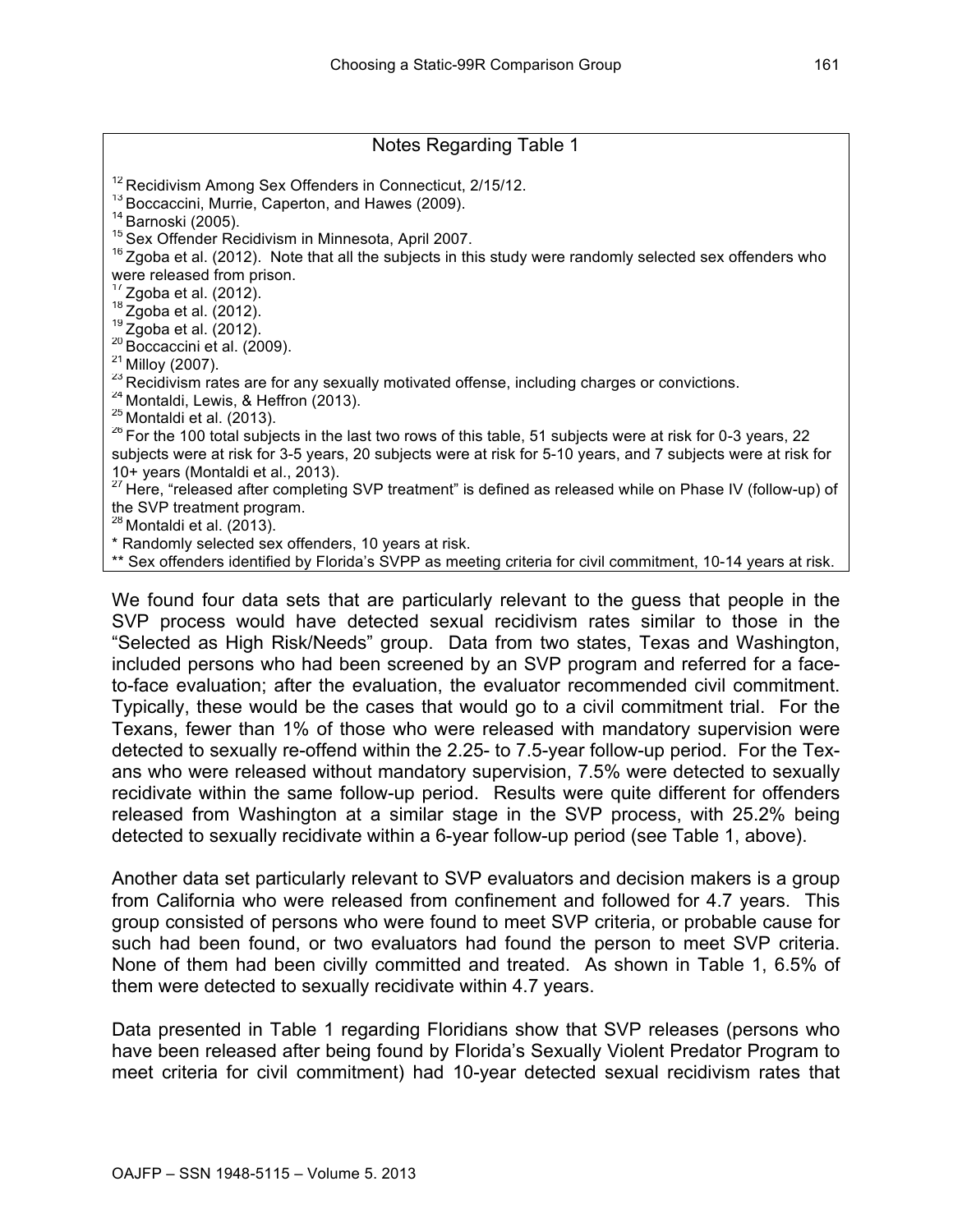Notes Regarding Table 1

[12] Recidivism Among Sex Offenders in Connecticut, 2/15/12.
[13] Boccaccini, Murrie, Caperton, and Hawes (2009).
[14] Barnoski (2005).
[15] Sex Offender Recidivism in Minnesota, April 2007.
[16] Zgoba et al. (2012). Note that all the subjects in this study were randomly selected sex offenders who were released from prison.
[17] Zgoba et al. (2012).
[18] Zgoba et al. (2012).
[19] Zgoba et al. (2012).
[20] Boccaccini et al. (2009).
[21] Milloy (2007).
[23] Recidivism rates are for any sexually motivated offense, including charges or convictions.
[24] Montaldi, Lewis, & Heffron (2013).
[25] Montaldi et al. (2013).
[26] For the 100 total subjects in the last two rows of this table, 51 subjects were at risk for 0-3 years, 22 subjects were at risk for 3-5 years, 20 subjects were at risk for 5-10 years, and 7 subjects were at risk for 10+ years (Montaldi et al., 2013).
[27] Here, "released after completing SVP treatment" is defined as released while on Phase IV (follow-up) of the SVP treatment program.
[28] Montaldi et al. (2013).
* Randomly selected sex offenders, 10 years at risk.
** Sex offenders identified by Florida's SVPP as meeting criteria for civil commitment, 10-14 years at risk.

We found four data sets that are particularly relevant to the guess that people in the SVP process would have detected sexual recidivism rates similar to those in the "Selected as High Risk/Needs" group. Data from two states, Texas and Washington, included persons who had been screened by an SVP program and referred for a face-to-face evaluation; after the evaluation, the evaluator recommended civil commitment. Typically, these would be the cases that would go to a civil commitment trial. For the Texans, fewer than 1% of those who were released with mandatory supervision were detected to sexually re-offend within the 2.25- to 7.5-year follow-up period. For the Texans who were released without mandatory supervision, 7.5% were detected to sexually recidivate within the same follow-up period. Results were quite different for offenders released from Washington at a similar stage in the SVP process, with 25.2% being detected to sexually recidivate within a 6-year follow-up period (see Table 1, above).

Another data set particularly relevant to SVP evaluators and decision makers is a group from California who were released from confinement and followed for 4.7 years. This group consisted of persons who were found to meet SVP criteria, or probable cause for such had been found, or two evaluators had found the person to meet SVP criteria. None of them had been civilly committed and treated. As shown in Table 1, 6.5% of them were detected to sexually recidivate within 4.7 years.

Data presented in Table 1 regarding Floridians show that SVP releases (persons who have been released after being found by Florida's Sexually Violent Predator Program to meet criteria for civil commitment) had 10-year detected sexual recidivism rates that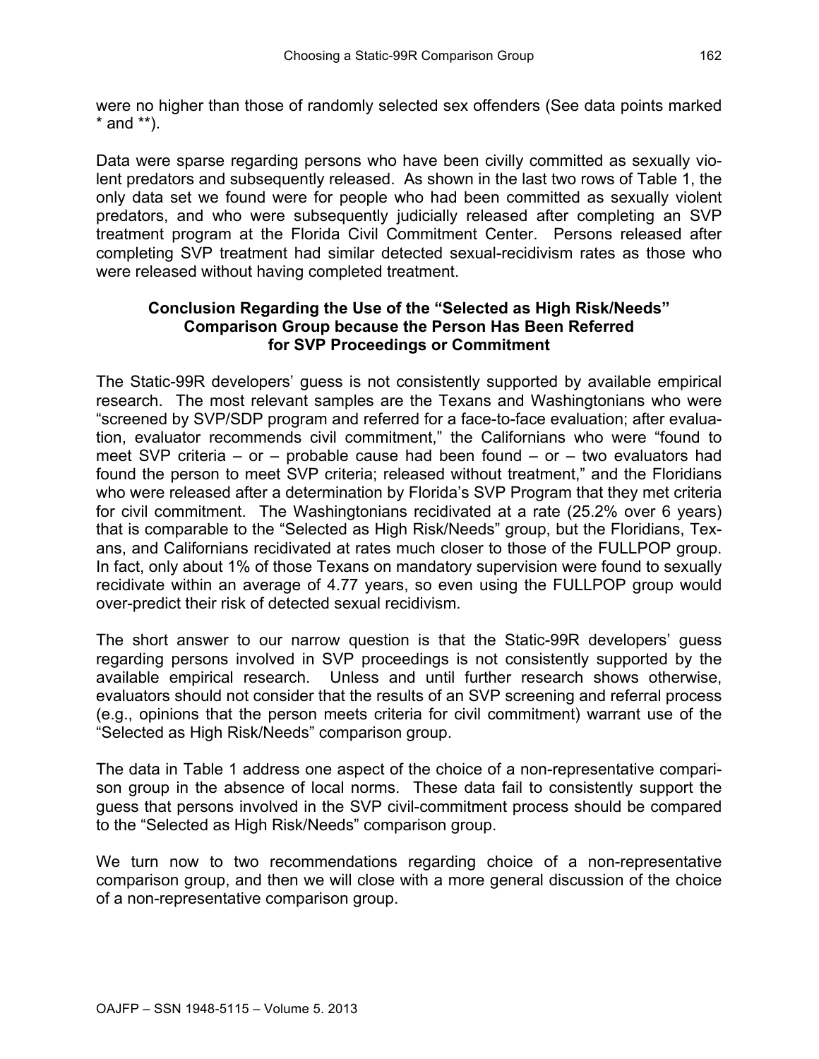were no higher than those of randomly selected sex offenders (See data points marked * and **).

Data were sparse regarding persons who have been civilly committed as sexually violent predators and subsequently released. As shown in the last two rows of Table 1, the only data set we found were for people who had been committed as sexually violent predators, and who were subsequently judicially released after completing an SVP treatment program at the Florida Civil Commitment Center. Persons released after completing SVP treatment had similar detected sexual-recidivism rates as those who were released without having completed treatment.

### Conclusion Regarding the Use of the "Selected as High Risk/Needs" Comparison Group because the Person Has Been Referred for SVP Proceedings or Commitment

The Static-99R developers' guess is not consistently supported by available empirical research. The most relevant samples are the Texans and Washingtonians who were "screened by SVP/SDP program and referred for a face-to-face evaluation; after evaluation, evaluator recommends civil commitment," the Californians who were "found to meet SVP criteria – or – probable cause had been found – or – two evaluators had found the person to meet SVP criteria; released without treatment," and the Floridians who were released after a determination by Florida's SVP Program that they met criteria for civil commitment. The Washingtonians recidivated at a rate (25.2% over 6 years) that is comparable to the "Selected as High Risk/Needs" group, but the Floridians, Texans, and Californians recidivated at rates much closer to those of the FULLPOP group. In fact, only about 1% of those Texans on mandatory supervision were found to sexually recidivate within an average of 4.77 years, so even using the FULLPOP group would over-predict their risk of detected sexual recidivism.

The short answer to our narrow question is that the Static-99R developers' guess regarding persons involved in SVP proceedings is not consistently supported by the available empirical research. Unless and until further research shows otherwise, evaluators should not consider that the results of an SVP screening and referral process (e.g., opinions that the person meets criteria for civil commitment) warrant use of the "Selected as High Risk/Needs" comparison group.

The data in Table 1 address one aspect of the choice of a non-representative comparison group in the absence of local norms. These data fail to consistently support the guess that persons involved in the SVP civil-commitment process should be compared to the "Selected as High Risk/Needs" comparison group.

We turn now to two recommendations regarding choice of a non-representative comparison group, and then we will close with a more general discussion of the choice of a non-representative comparison group.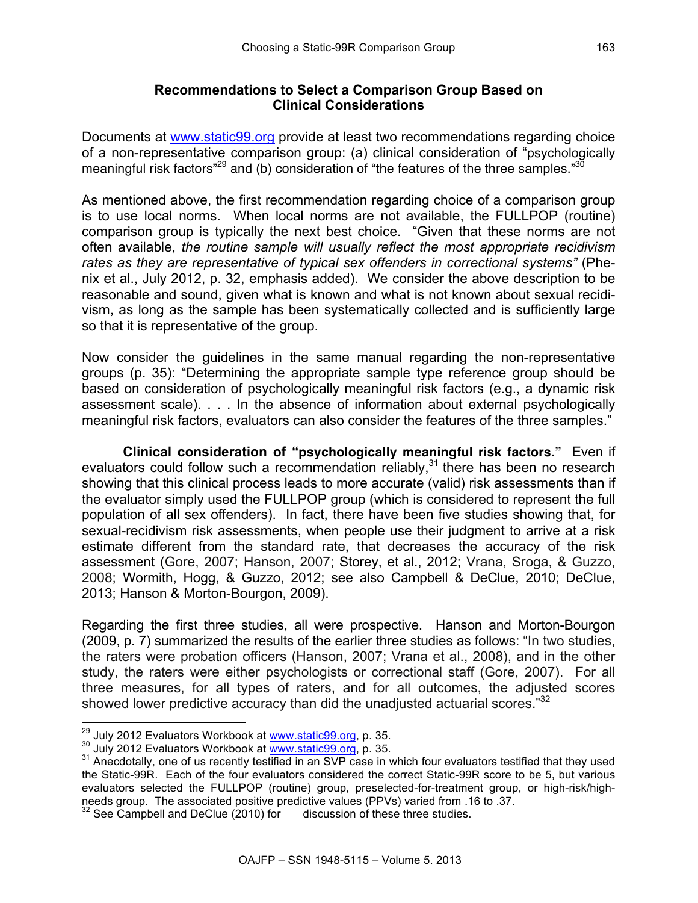## Recommendations to Select a Comparison Group Based on Clinical Considerations

Documents at www.static99.org provide at least two recommendations regarding choice of a non-representative comparison group: (a) clinical consideration of "psychologically meaningful risk factors"[29] and (b) consideration of "the features of the three samples."[30]

As mentioned above, the first recommendation regarding choice of a comparison group is to use local norms. When local norms are not available, the FULLPOP (routine) comparison group is typically the next best choice. "Given that these norms are not often available, *the routine sample will usually reflect the most appropriate recidivism rates as they are representative of typical sex offenders in correctional systems"* (Phenix et al., July 2012, p. 32, emphasis added). We consider the above description to be reasonable and sound, given what is known and what is not known about sexual recidivism, as long as the sample has been systematically collected and is sufficiently large so that it is representative of the group.

Now consider the guidelines in the same manual regarding the non-representative groups (p. 35): "Determining the appropriate sample type reference group should be based on consideration of psychologically meaningful risk factors (e.g., a dynamic risk assessment scale). . . . In the absence of information about external psychologically meaningful risk factors, evaluators can also consider the features of the three samples."

**Clinical consideration of "psychologically meaningful risk factors."** Even if evaluators could follow such a recommendation reliably,[31] there has been no research showing that this clinical process leads to more accurate (valid) risk assessments than if the evaluator simply used the FULLPOP group (which is considered to represent the full population of all sex offenders). In fact, there have been five studies showing that, for sexual-recidivism risk assessments, when people use their judgment to arrive at a risk estimate different from the standard rate, that decreases the accuracy of the risk assessment (Gore, 2007; Hanson, 2007; Storey, et al., 2012; Vrana, Sroga, & Guzzo, 2008; Wormith, Hogg, & Guzzo, 2012; see also Campbell & DeClue, 2010; DeClue, 2013; Hanson & Morton-Bourgon, 2009).

Regarding the first three studies, all were prospective. Hanson and Morton-Bourgon (2009, p. 7) summarized the results of the earlier three studies as follows: "In two studies, the raters were probation officers (Hanson, 2007; Vrana et al., 2008), and in the other study, the raters were either psychologists or correctional staff (Gore, 2007). For all three measures, for all types of raters, and for all outcomes, the adjusted scores showed lower predictive accuracy than did the unadjusted actuarial scores."[32]

---

[29] July 2012 Evaluators Workbook at www.static99.org, p. 35.

[30] July 2012 Evaluators Workbook at www.static99.org, p. 35.

[31] Anecdotally, one of us recently testified in an SVP case in which four evaluators testified that they used the Static-99R. Each of the four evaluators considered the correct Static-99R score to be 5, but various evaluators selected the FULLPOP (routine) group, preselected-for-treatment group, or high-risk/high-needs group. The associated positive predictive values (PPVs) varied from .16 to .37.

[32] See Campbell and DeClue (2010) for discussion of these three studies.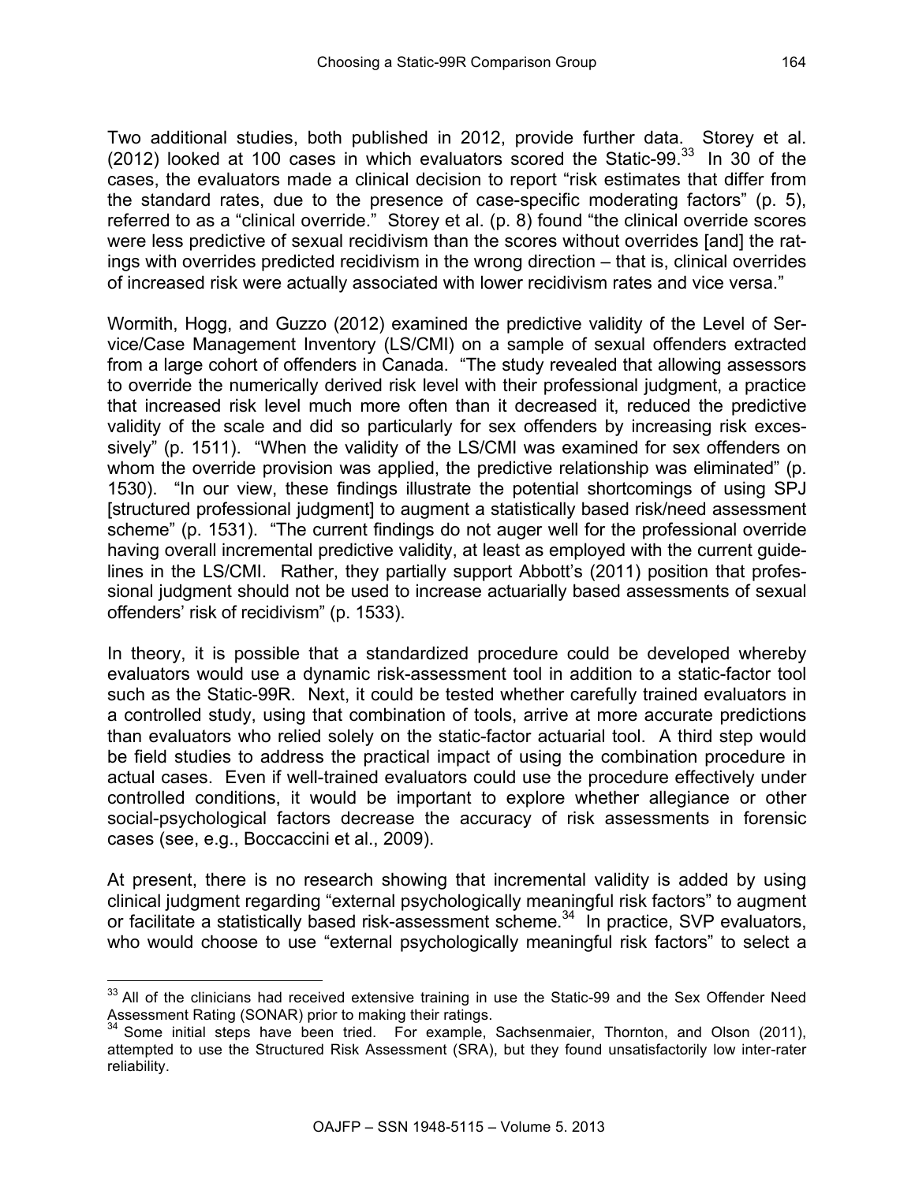Two additional studies, both published in 2012, provide further data. Storey et al. (2012) looked at 100 cases in which evaluators scored the Static-99.[33] In 30 of the cases, the evaluators made a clinical decision to report "risk estimates that differ from the standard rates, due to the presence of case-specific moderating factors" (p. 5), referred to as a "clinical override." Storey et al. (p. 8) found "the clinical override scores were less predictive of sexual recidivism than the scores without overrides [and] the ratings with overrides predicted recidivism in the wrong direction – that is, clinical overrides of increased risk were actually associated with lower recidivism rates and vice versa."

Wormith, Hogg, and Guzzo (2012) examined the predictive validity of the Level of Service/Case Management Inventory (LS/CMI) on a sample of sexual offenders extracted from a large cohort of offenders in Canada. "The study revealed that allowing assessors to override the numerically derived risk level with their professional judgment, a practice that increased risk level much more often than it decreased it, reduced the predictive validity of the scale and did so particularly for sex offenders by increasing risk excessively" (p. 1511). "When the validity of the LS/CMI was examined for sex offenders on whom the override provision was applied, the predictive relationship was eliminated" (p. 1530). "In our view, these findings illustrate the potential shortcomings of using SPJ [structured professional judgment] to augment a statistically based risk/need assessment scheme" (p. 1531). "The current findings do not auger well for the professional override having overall incremental predictive validity, at least as employed with the current guidelines in the LS/CMI. Rather, they partially support Abbott's (2011) position that professional judgment should not be used to increase actuarially based assessments of sexual offenders' risk of recidivism" (p. 1533).

In theory, it is possible that a standardized procedure could be developed whereby evaluators would use a dynamic risk-assessment tool in addition to a static-factor tool such as the Static-99R. Next, it could be tested whether carefully trained evaluators in a controlled study, using that combination of tools, arrive at more accurate predictions than evaluators who relied solely on the static-factor actuarial tool. A third step would be field studies to address the practical impact of using the combination procedure in actual cases. Even if well-trained evaluators could use the procedure effectively under controlled conditions, it would be important to explore whether allegiance or other social-psychological factors decrease the accuracy of risk assessments in forensic cases (see, e.g., Boccaccini et al., 2009).

At present, there is no research showing that incremental validity is added by using clinical judgment regarding "external psychologically meaningful risk factors" to augment or facilitate a statistically based risk-assessment scheme.[34] In practice, SVP evaluators, who would choose to use "external psychologically meaningful risk factors" to select a

---

[33] All of the clinicians had received extensive training in use the Static-99 and the Sex Offender Need Assessment Rating (SONAR) prior to making their ratings.

[34] Some initial steps have been tried. For example, Sachsenmaier, Thornton, and Olson (2011), attempted to use the Structured Risk Assessment (SRA), but they found unsatisfactorily low inter-rater reliability.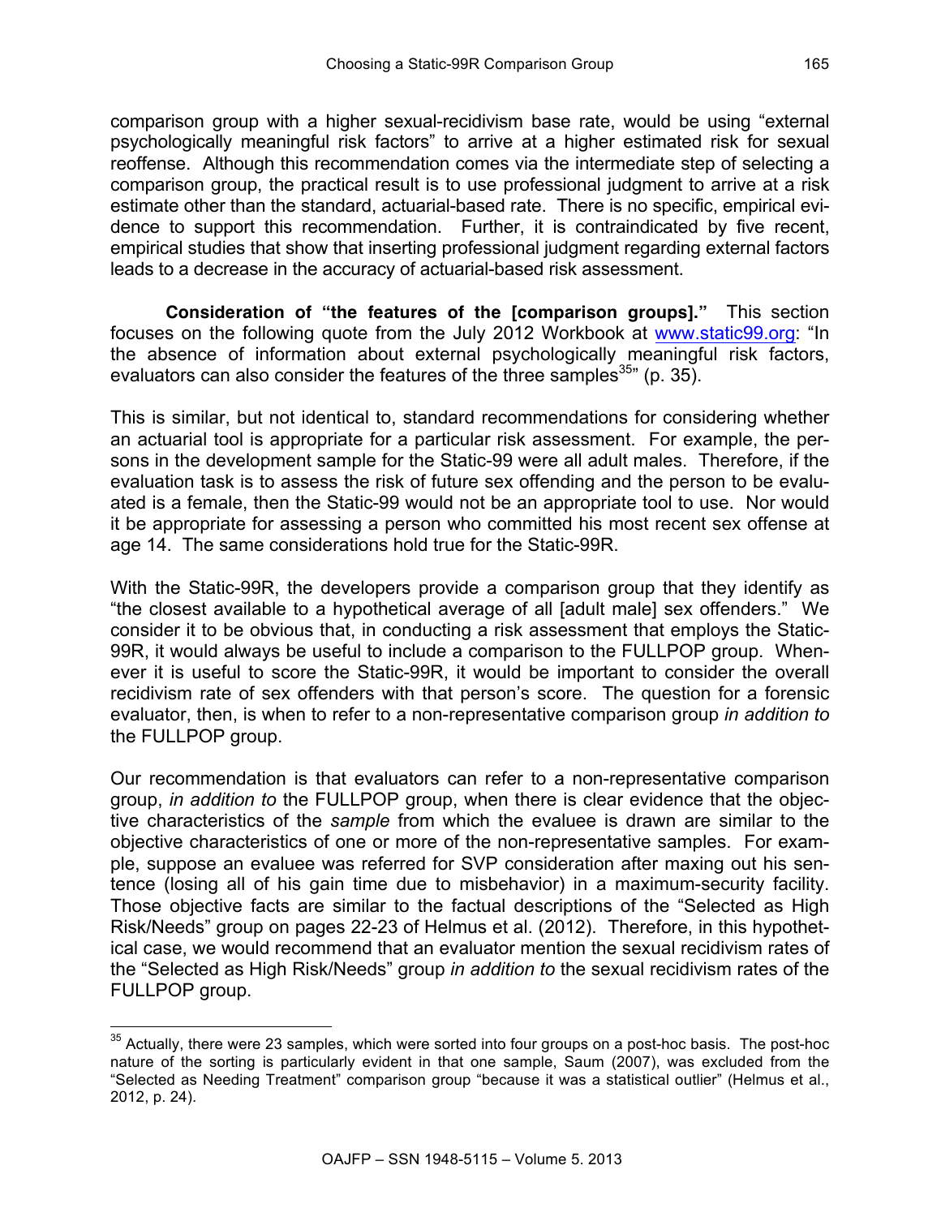comparison group with a higher sexual-recidivism base rate, would be using "external psychologically meaningful risk factors" to arrive at a higher estimated risk for sexual reoffense. Although this recommendation comes via the intermediate step of selecting a comparison group, the practical result is to use professional judgment to arrive at a risk estimate other than the standard, actuarial-based rate. There is no specific, empirical evidence to support this recommendation. Further, it is contraindicated by five recent, empirical studies that show that inserting professional judgment regarding external factors leads to a decrease in the accuracy of actuarial-based risk assessment.

**Consideration of "the features of the [comparison groups]."** This section focuses on the following quote from the July 2012 Workbook at www.static99.org: "In the absence of information about external psychologically meaningful risk factors, evaluators can also consider the features of the three samples[35]" (p. 35).

This is similar, but not identical to, standard recommendations for considering whether an actuarial tool is appropriate for a particular risk assessment. For example, the persons in the development sample for the Static-99 were all adult males. Therefore, if the evaluation task is to assess the risk of future sex offending and the person to be evaluated is a female, then the Static-99 would not be an appropriate tool to use. Nor would it be appropriate for assessing a person who committed his most recent sex offense at age 14. The same considerations hold true for the Static-99R.

With the Static-99R, the developers provide a comparison group that they identify as "the closest available to a hypothetical average of all [adult male] sex offenders." We consider it to be obvious that, in conducting a risk assessment that employs the Static-99R, it would always be useful to include a comparison to the FULLPOP group. Whenever it is useful to score the Static-99R, it would be important to consider the overall recidivism rate of sex offenders with that person's score. The question for a forensic evaluator, then, is when to refer to a non-representative comparison group *in addition to* the FULLPOP group.

Our recommendation is that evaluators can refer to a non-representative comparison group, *in addition to* the FULLPOP group, when there is clear evidence that the objective characteristics of the *sample* from which the evaluee is drawn are similar to the objective characteristics of one or more of the non-representative samples. For example, suppose an evaluee was referred for SVP consideration after maxing out his sentence (losing all of his gain time due to misbehavior) in a maximum-security facility. Those objective facts are similar to the factual descriptions of the "Selected as High Risk/Needs" group on pages 22-23 of Helmus et al. (2012). Therefore, in this hypothetical case, we would recommend that an evaluator mention the sexual recidivism rates of the "Selected as High Risk/Needs" group *in addition to* the sexual recidivism rates of the FULLPOP group.

---

[35] Actually, there were 23 samples, which were sorted into four groups on a post-hoc basis. The post-hoc nature of the sorting is particularly evident in that one sample, Saum (2007), was excluded from the "Selected as Needing Treatment" comparison group "because it was a statistical outlier" (Helmus et al., 2012, p. 24).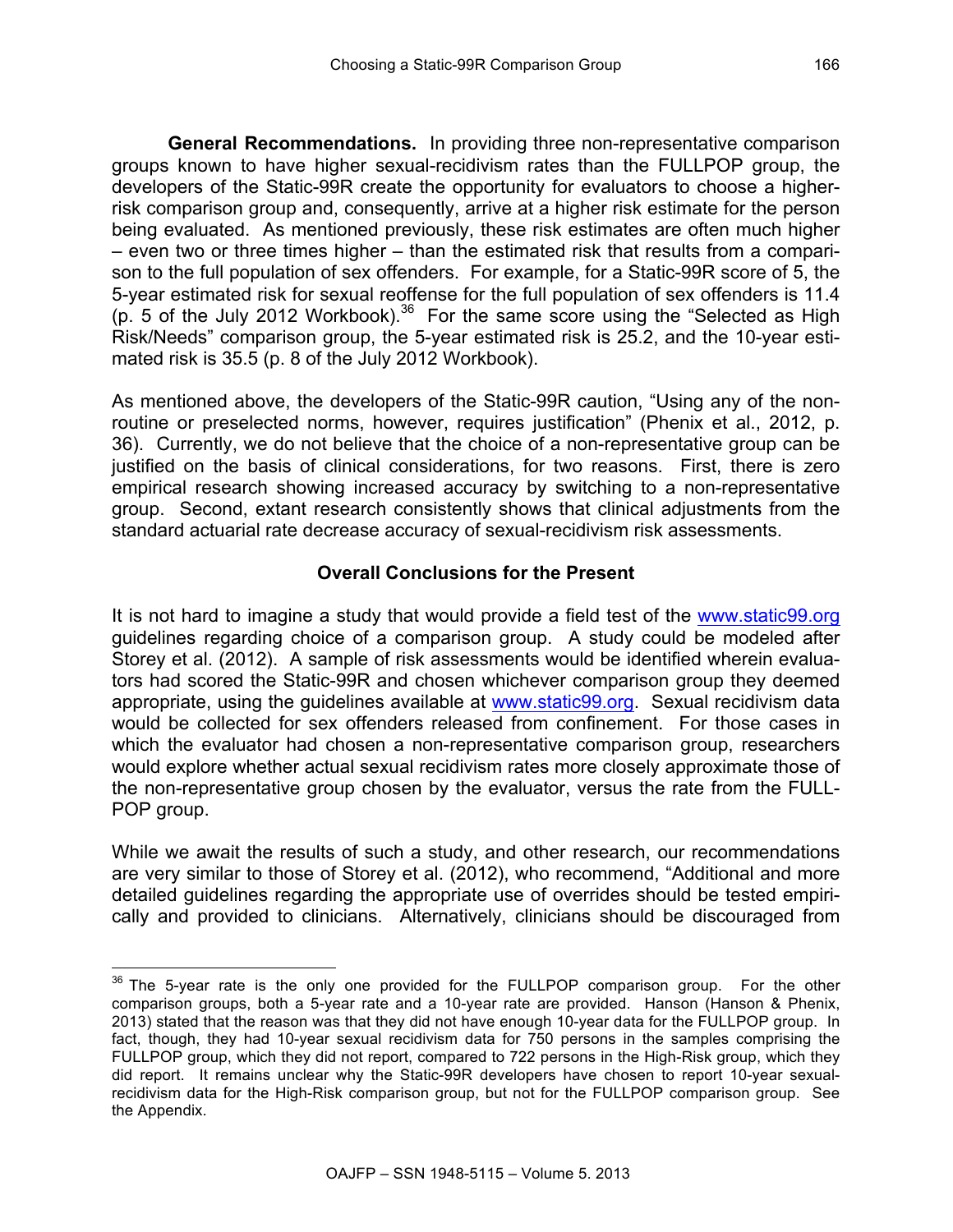**General Recommendations.** In providing three non-representative comparison groups known to have higher sexual-recidivism rates than the FULLPOP group, the developers of the Static-99R create the opportunity for evaluators to choose a higher-risk comparison group and, consequently, arrive at a higher risk estimate for the person being evaluated. As mentioned previously, these risk estimates are often much higher – even two or three times higher – than the estimated risk that results from a comparison to the full population of sex offenders. For example, for a Static-99R score of 5, the 5-year estimated risk for sexual reoffense for the full population of sex offenders is 11.4 (p. 5 of the July 2012 Workbook).[36] For the same score using the "Selected as High Risk/Needs" comparison group, the 5-year estimated risk is 25.2, and the 10-year estimated risk is 35.5 (p. 8 of the July 2012 Workbook).

As mentioned above, the developers of the Static-99R caution, "Using any of the non-routine or preselected norms, however, requires justification" (Phenix et al., 2012, p. 36). Currently, we do not believe that the choice of a non-representative group can be justified on the basis of clinical considerations, for two reasons. First, there is zero empirical research showing increased accuracy by switching to a non-representative group. Second, extant research consistently shows that clinical adjustments from the standard actuarial rate decrease accuracy of sexual-recidivism risk assessments.

### Overall Conclusions for the Present

It is not hard to imagine a study that would provide a field test of the www.static99.org guidelines regarding choice of a comparison group. A study could be modeled after Storey et al. (2012). A sample of risk assessments would be identified wherein evaluators had scored the Static-99R and chosen whichever comparison group they deemed appropriate, using the guidelines available at www.static99.org. Sexual recidivism data would be collected for sex offenders released from confinement. For those cases in which the evaluator had chosen a non-representative comparison group, researchers would explore whether actual sexual recidivism rates more closely approximate those of the non-representative group chosen by the evaluator, versus the rate from the FULLPOP group.

While we await the results of such a study, and other research, our recommendations are very similar to those of Storey et al. (2012), who recommend, "Additional and more detailed guidelines regarding the appropriate use of overrides should be tested empirically and provided to clinicians. Alternatively, clinicians should be discouraged from

---

[36] The 5-year rate is the only one provided for the FULLPOP comparison group. For the other comparison groups, both a 5-year rate and a 10-year rate are provided. Hanson (Hanson & Phenix, 2013) stated that the reason was that they did not have enough 10-year data for the FULLPOP group. In fact, though, they had 10-year sexual recidivism data for 750 persons in the samples comprising the FULLPOP group, which they did not report, compared to 722 persons in the High-Risk group, which they did report. It remains unclear why the Static-99R developers have chosen to report 10-year sexual-recidivism data for the High-Risk comparison group, but not for the FULLPOP comparison group. See the Appendix.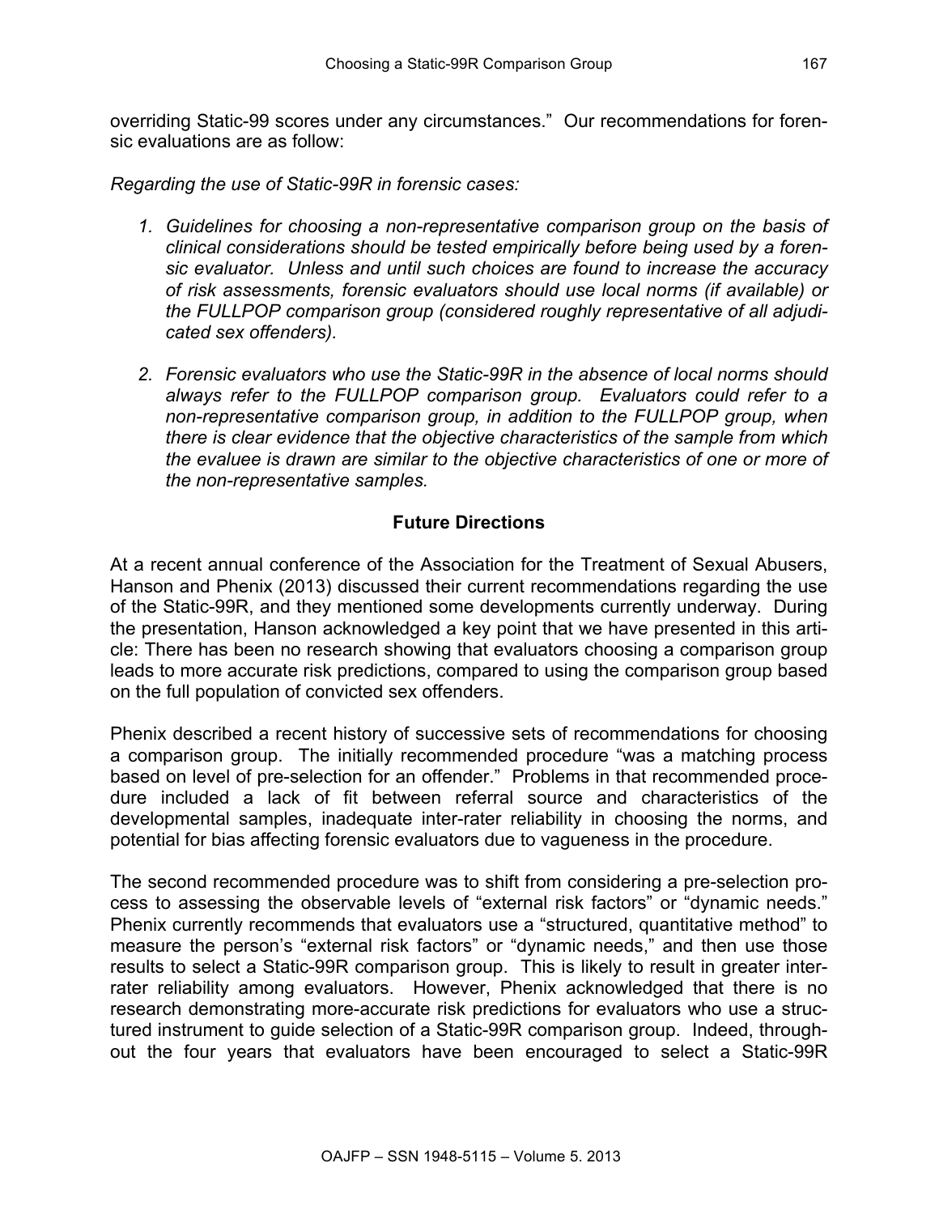overriding Static-99 scores under any circumstances." Our recommendations for forensic evaluations are as follow:

*Regarding the use of Static-99R in forensic cases:*

1. *Guidelines for choosing a non-representative comparison group on the basis of clinical considerations should be tested empirically before being used by a forensic evaluator. Unless and until such choices are found to increase the accuracy of risk assessments, forensic evaluators should use local norms (if available) or the FULLPOP comparison group (considered roughly representative of all adjudicated sex offenders).*

2. *Forensic evaluators who use the Static-99R in the absence of local norms should always refer to the FULLPOP comparison group. Evaluators could refer to a non-representative comparison group, in addition to the FULLPOP group, when there is clear evidence that the objective characteristics of the sample from which the evaluee is drawn are similar to the objective characteristics of one or more of the non-representative samples.*

## Future Directions

At a recent annual conference of the Association for the Treatment of Sexual Abusers, Hanson and Phenix (2013) discussed their current recommendations regarding the use of the Static-99R, and they mentioned some developments currently underway. During the presentation, Hanson acknowledged a key point that we have presented in this article: There has been no research showing that evaluators choosing a comparison group leads to more accurate risk predictions, compared to using the comparison group based on the full population of convicted sex offenders.

Phenix described a recent history of successive sets of recommendations for choosing a comparison group. The initially recommended procedure "was a matching process based on level of pre-selection for an offender." Problems in that recommended procedure included a lack of fit between referral source and characteristics of the developmental samples, inadequate inter-rater reliability in choosing the norms, and potential for bias affecting forensic evaluators due to vagueness in the procedure.

The second recommended procedure was to shift from considering a pre-selection process to assessing the observable levels of "external risk factors" or "dynamic needs." Phenix currently recommends that evaluators use a "structured, quantitative method" to measure the person's "external risk factors" or "dynamic needs," and then use those results to select a Static-99R comparison group. This is likely to result in greater inter-rater reliability among evaluators. However, Phenix acknowledged that there is no research demonstrating more-accurate risk predictions for evaluators who use a structured instrument to guide selection of a Static-99R comparison group. Indeed, throughout the four years that evaluators have been encouraged to select a Static-99R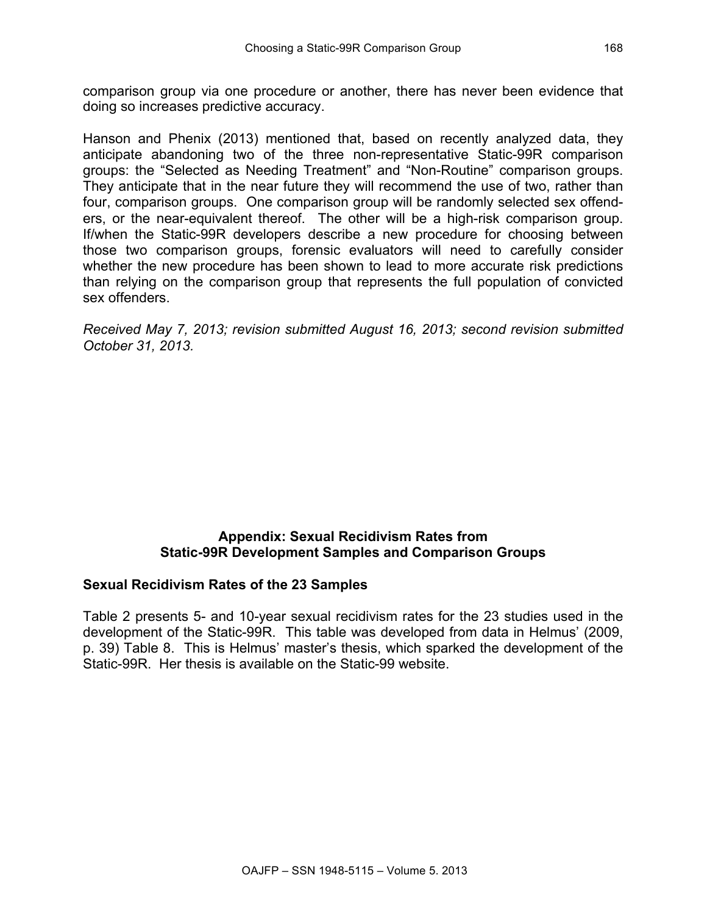comparison group via one procedure or another, there has never been evidence that doing so increases predictive accuracy.

Hanson and Phenix (2013) mentioned that, based on recently analyzed data, they anticipate abandoning two of the three non-representative Static-99R comparison groups: the “Selected as Needing Treatment” and “Non-Routine” comparison groups. They anticipate that in the near future they will recommend the use of two, rather than four, comparison groups. One comparison group will be randomly selected sex offenders, or the near-equivalent thereof. The other will be a high-risk comparison group. If/when the Static-99R developers describe a new procedure for choosing between those two comparison groups, forensic evaluators will need to carefully consider whether the new procedure has been shown to lead to more accurate risk predictions than relying on the comparison group that represents the full population of convicted sex offenders.

*Received May 7, 2013; revision submitted August 16, 2013; second revision submitted October 31, 2013.*

## Appendix: Sexual Recidivism Rates from Static-99R Development Samples and Comparison Groups

### Sexual Recidivism Rates of the 23 Samples

Table 2 presents 5- and 10-year sexual recidivism rates for the 23 studies used in the development of the Static-99R. This table was developed from data in Helmus’ (2009, p. 39) Table 8. This is Helmus’ master’s thesis, which sparked the development of the Static-99R. Her thesis is available on the Static-99 website.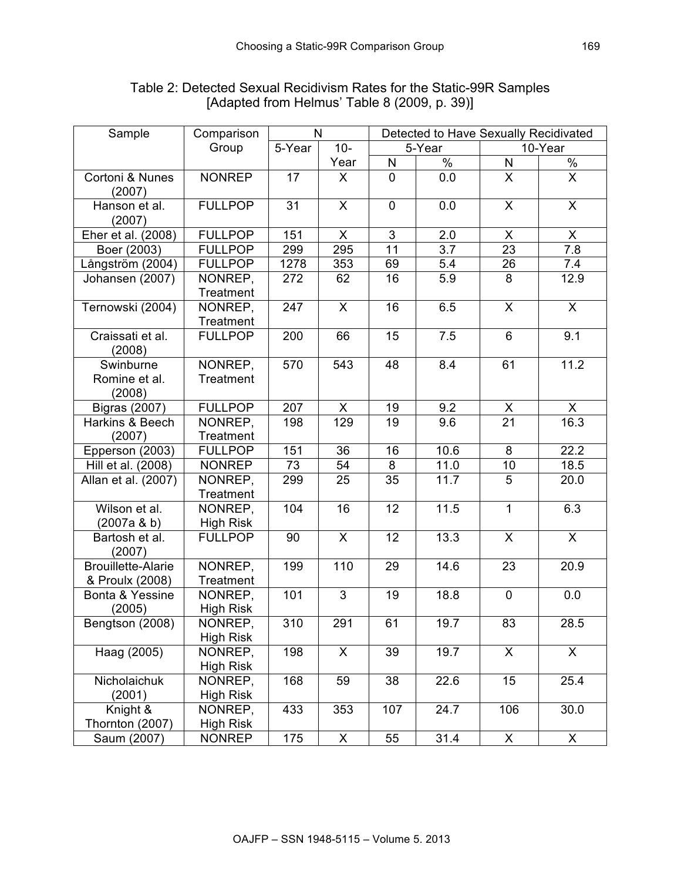Table 2: Detected Sexual Recidivism Rates for the Static-99R Samples
[Adapted from Helmus' Table 8 (2009, p. 39)]

| Sample | Comparison Group | N | | Detected to Have Sexually Recidivated | | | |
|---|---|---|---|---|---|---|---|
| | | 5-Year | 10-Year | 5-Year | | 10-Year | |
| | | | | N | % | N | % |
| Cortoni & Nunes (2007) | NONREP | 17 | X | 0 | 0.0 | X | X |
| Hanson et al. (2007) | FULLPOP | 31 | X | 0 | 0.0 | X | X |
| Eher et al. (2008) | FULLPOP | 151 | X | 3 | 2.0 | X | X |
| Boer (2003) | FULLPOP | 299 | 295 | 11 | 3.7 | 23 | 7.8 |
| Långström (2004) | FULLPOP | 1278 | 353 | 69 | 5.4 | 26 | 7.4 |
| Johansen (2007) | NONREP, Treatment | 272 | 62 | 16 | 5.9 | 8 | 12.9 |
| Ternowski (2004) | NONREP, Treatment | 247 | X | 16 | 6.5 | X | X |
| Craissati et al. (2008) | FULLPOP | 200 | 66 | 15 | 7.5 | 6 | 9.1 |
| Swinburne Romine et al. (2008) | NONREP, Treatment | 570 | 543 | 48 | 8.4 | 61 | 11.2 |
| Bigras (2007) | FULLPOP | 207 | X | 19 | 9.2 | X | X |
| Harkins & Beech (2007) | NONREP, Treatment | 198 | 129 | 19 | 9.6 | 21 | 16.3 |
| Epperson (2003) | FULLPOP | 151 | 36 | 16 | 10.6 | 8 | 22.2 |
| Hill et al. (2008) | NONREP | 73 | 54 | 8 | 11.0 | 10 | 18.5 |
| Allan et al. (2007) | NONREP, Treatment | 299 | 25 | 35 | 11.7 | 5 | 20.0 |
| Wilson et al. (2007a & b) | NONREP, High Risk | 104 | 16 | 12 | 11.5 | 1 | 6.3 |
| Bartosh et al. (2007) | FULLPOP | 90 | X | 12 | 13.3 | X | X |
| Brouillette-Alarie & Proulx (2008) | NONREP, Treatment | 199 | 110 | 29 | 14.6 | 23 | 20.9 |
| Bonta & Yessine (2005) | NONREP, High Risk | 101 | 3 | 19 | 18.8 | 0 | 0.0 |
| Bengtson (2008) | NONREP, High Risk | 310 | 291 | 61 | 19.7 | 83 | 28.5 |
| Haag (2005) | NONREP, High Risk | 198 | X | 39 | 19.7 | X | X |
| Nicholaichuk (2001) | NONREP, High Risk | 168 | 59 | 38 | 22.6 | 15 | 25.4 |
| Knight & Thornton (2007) | NONREP, High Risk | 433 | 353 | 107 | 24.7 | 106 | 30.0 |
| Saum (2007) | NONREP | 175 | X | 55 | 31.4 | X | X |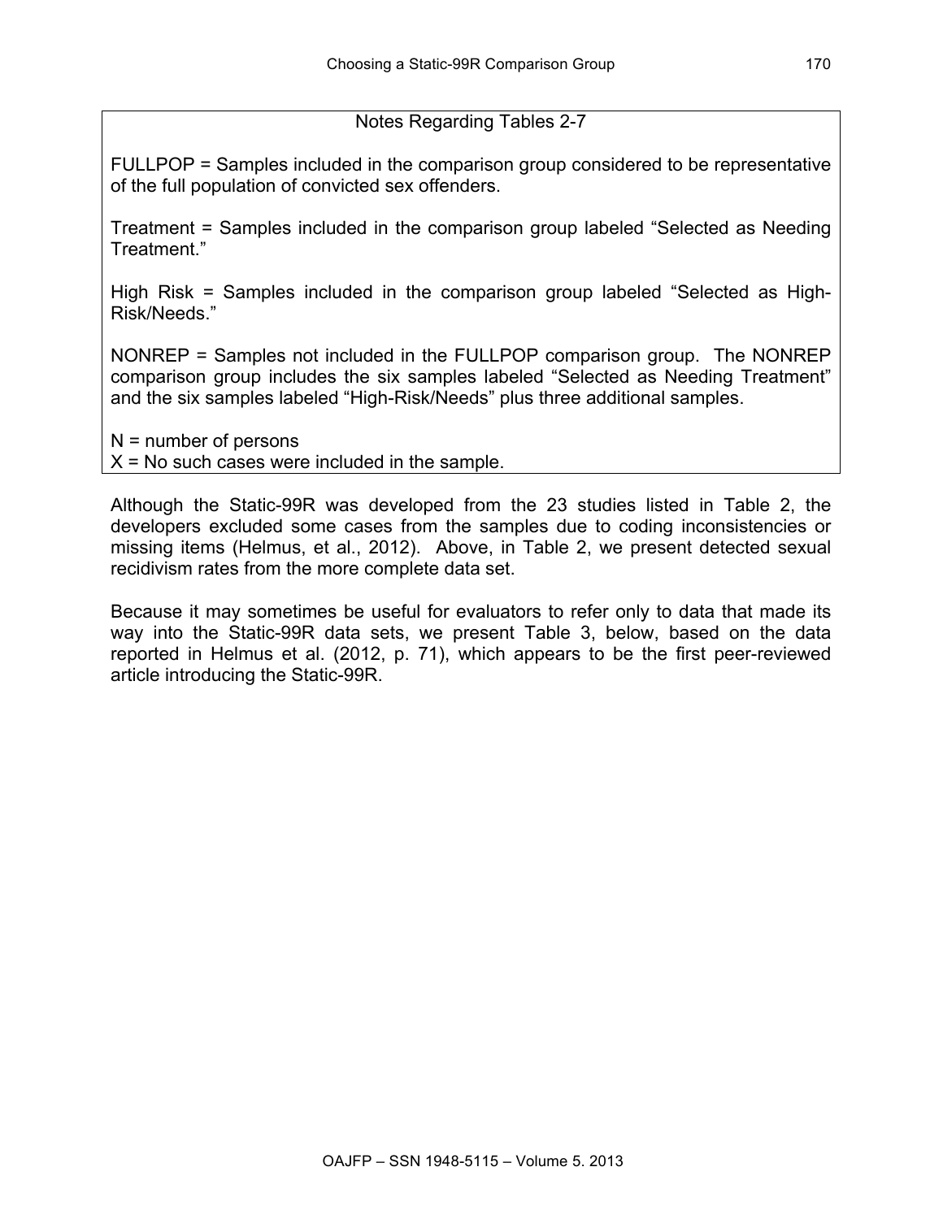Notes Regarding Tables 2-7

FULLPOP = Samples included in the comparison group considered to be representative of the full population of convicted sex offenders.

Treatment = Samples included in the comparison group labeled "Selected as Needing Treatment."

High Risk = Samples included in the comparison group labeled "Selected as High-Risk/Needs."

NONREP = Samples not included in the FULLPOP comparison group. The NONREP comparison group includes the six samples labeled "Selected as Needing Treatment" and the six samples labeled "High-Risk/Needs" plus three additional samples.

N = number of persons
X = No such cases were included in the sample.

Although the Static-99R was developed from the 23 studies listed in Table 2, the developers excluded some cases from the samples due to coding inconsistencies or missing items (Helmus, et al., 2012). Above, in Table 2, we present detected sexual recidivism rates from the more complete data set.

Because it may sometimes be useful for evaluators to refer only to data that made its way into the Static-99R data sets, we present Table 3, below, based on the data reported in Helmus et al. (2012, p. 71), which appears to be the first peer-reviewed article introducing the Static-99R.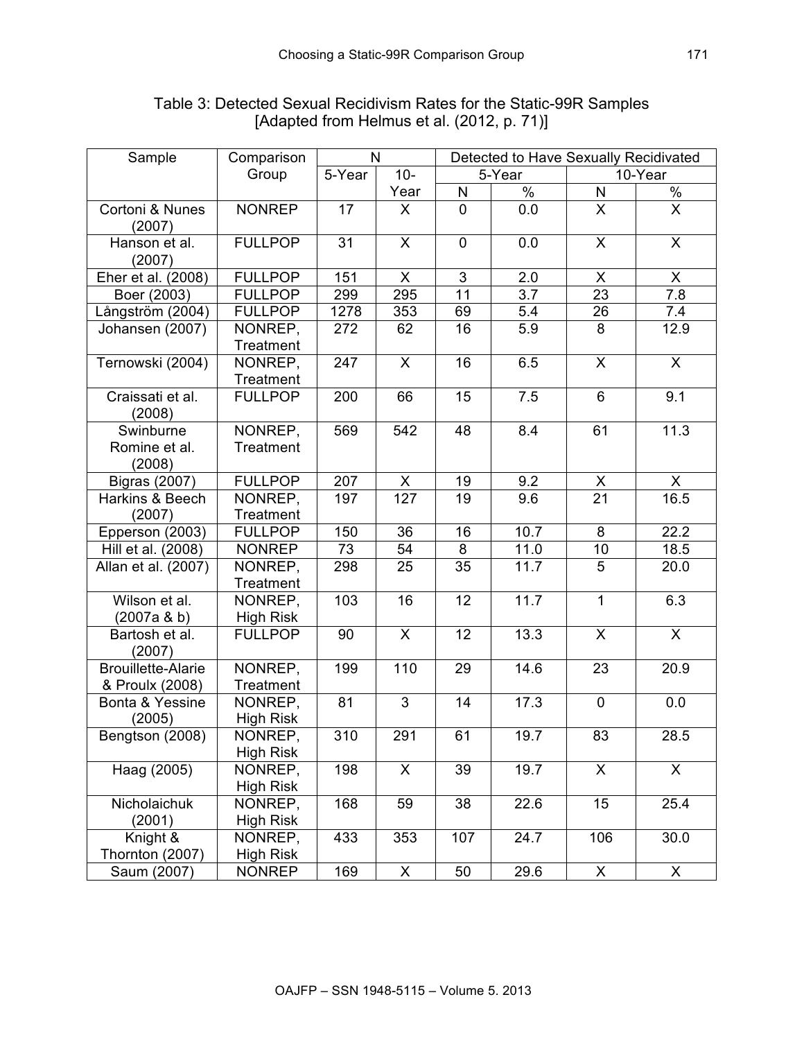Table 3: Detected Sexual Recidivism Rates for the Static-99R Samples [Adapted from Helmus et al. (2012, p. 71)]

| Sample | Comparison Group | N | | Detected to Have Sexually Recidivated | | | |
|---|---|---|---|---|---|---|---|
| | | 5-Year | 10-Year | 5-Year | | 10-Year | |
| | | | | N | % | N | % |
| Cortoni & Nunes (2007) | NONREP | 17 | X | 0 | 0.0 | X | X |
| Hanson et al. (2007) | FULLPOP | 31 | X | 0 | 0.0 | X | X |
| Eher et al. (2008) | FULLPOP | 151 | X | 3 | 2.0 | X | X |
| Boer (2003) | FULLPOP | 299 | 295 | 11 | 3.7 | 23 | 7.8 |
| Långström (2004) | FULLPOP | 1278 | 353 | 69 | 5.4 | 26 | 7.4 |
| Johansen (2007) | NONREP, Treatment | 272 | 62 | 16 | 5.9 | 8 | 12.9 |
| Ternowski (2004) | NONREP, Treatment | 247 | X | 16 | 6.5 | X | X |
| Craissati et al. (2008) | FULLPOP | 200 | 66 | 15 | 7.5 | 6 | 9.1 |
| Swinburne Romine et al. (2008) | NONREP, Treatment | 569 | 542 | 48 | 8.4 | 61 | 11.3 |
| Bigras (2007) | FULLPOP | 207 | X | 19 | 9.2 | X | X |
| Harkins & Beech (2007) | NONREP, Treatment | 197 | 127 | 19 | 9.6 | 21 | 16.5 |
| Epperson (2003) | FULLPOP | 150 | 36 | 16 | 10.7 | 8 | 22.2 |
| Hill et al. (2008) | NONREP | 73 | 54 | 8 | 11.0 | 10 | 18.5 |
| Allan et al. (2007) | NONREP, Treatment | 298 | 25 | 35 | 11.7 | 5 | 20.0 |
| Wilson et al. (2007a & b) | NONREP, High Risk | 103 | 16 | 12 | 11.7 | 1 | 6.3 |
| Bartosh et al. (2007) | FULLPOP | 90 | X | 12 | 13.3 | X | X |
| Brouillette-Alarie & Proulx (2008) | NONREP, Treatment | 199 | 110 | 29 | 14.6 | 23 | 20.9 |
| Bonta & Yessine (2005) | NONREP, High Risk | 81 | 3 | 14 | 17.3 | 0 | 0.0 |
| Bengtson (2008) | NONREP, High Risk | 310 | 291 | 61 | 19.7 | 83 | 28.5 |
| Haag (2005) | NONREP, High Risk | 198 | X | 39 | 19.7 | X | X |
| Nicholaichuk (2001) | NONREP, High Risk | 168 | 59 | 38 | 22.6 | 15 | 25.4 |
| Knight & Thornton (2007) | NONREP, High Risk | 433 | 353 | 107 | 24.7 | 106 | 30.0 |
| Saum (2007) | NONREP | 169 | X | 50 | 29.6 | X | X |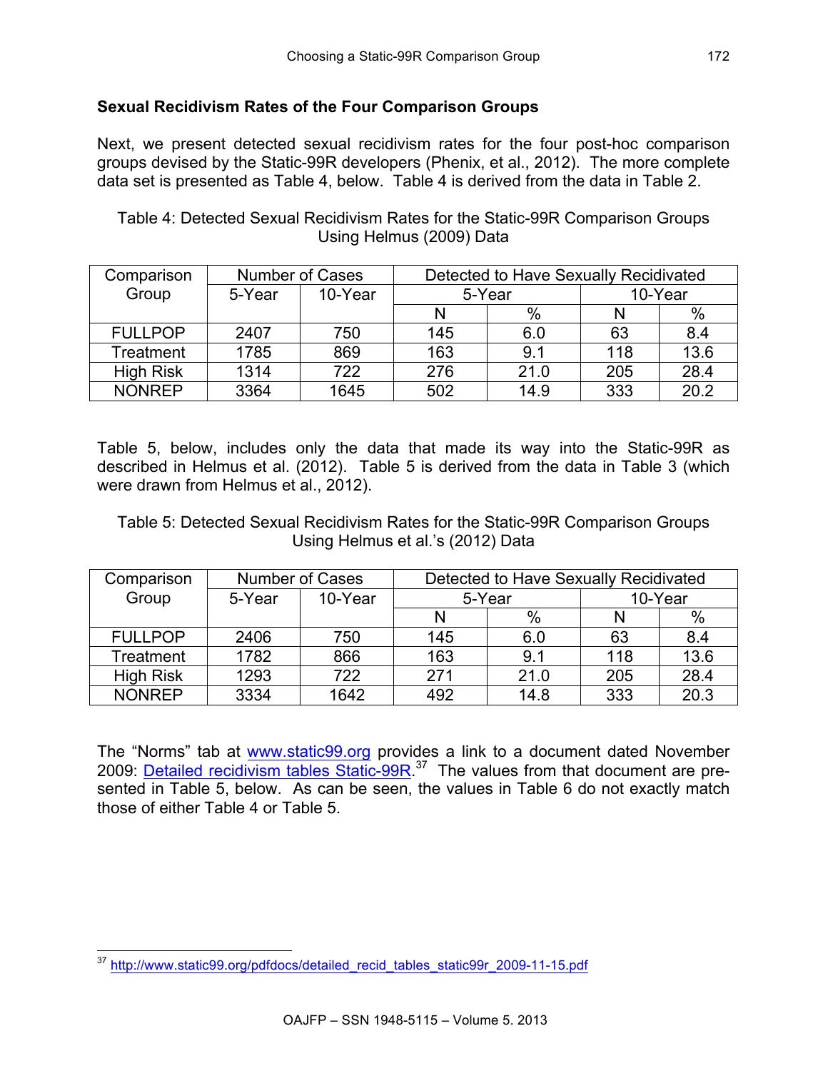### Sexual Recidivism Rates of the Four Comparison Groups

Next, we present detected sexual recidivism rates for the four post-hoc comparison groups devised by the Static-99R developers (Phenix, et al., 2012). The more complete data set is presented as Table 4, below. Table 4 is derived from the data in Table 2.

Table 4: Detected Sexual Recidivism Rates for the Static-99R Comparison Groups Using Helmus (2009) Data

| Comparison Group | Number of Cases | | Detected to Have Sexually Recidivated | | | |
|---|---|---|---|---|---|---|
| | 5-Year | 10-Year | 5-Year | | 10-Year | |
| | | | N | % | N | % |
| FULLPOP | 2407 | 750 | 145 | 6.0 | 63 | 8.4 |
| Treatment | 1785 | 869 | 163 | 9.1 | 118 | 13.6 |
| High Risk | 1314 | 722 | 276 | 21.0 | 205 | 28.4 |
| NONREP | 3364 | 1645 | 502 | 14.9 | 333 | 20.2 |

Table 5, below, includes only the data that made its way into the Static-99R as described in Helmus et al. (2012). Table 5 is derived from the data in Table 3 (which were drawn from Helmus et al., 2012).

Table 5: Detected Sexual Recidivism Rates for the Static-99R Comparison Groups Using Helmus et al.'s (2012) Data

| Comparison Group | Number of Cases | | Detected to Have Sexually Recidivated | | | |
|---|---|---|---|---|---|---|
| | 5-Year | 10-Year | 5-Year | | 10-Year | |
| | | | N | % | N | % |
| FULLPOP | 2406 | 750 | 145 | 6.0 | 63 | 8.4 |
| Treatment | 1782 | 866 | 163 | 9.1 | 118 | 13.6 |
| High Risk | 1293 | 722 | 271 | 21.0 | 205 | 28.4 |
| NONREP | 3334 | 1642 | 492 | 14.8 | 333 | 20.3 |

The "Norms" tab at www.static99.org provides a link to a document dated November 2009: Detailed recidivism tables Static-99R.[37] The values from that document are presented in Table 5, below. As can be seen, the values in Table 6 do not exactly match those of either Table 4 or Table 5.

[37] http://www.static99.org/pdfdocs/detailed_recid_tables_static99r_2009-11-15.pdf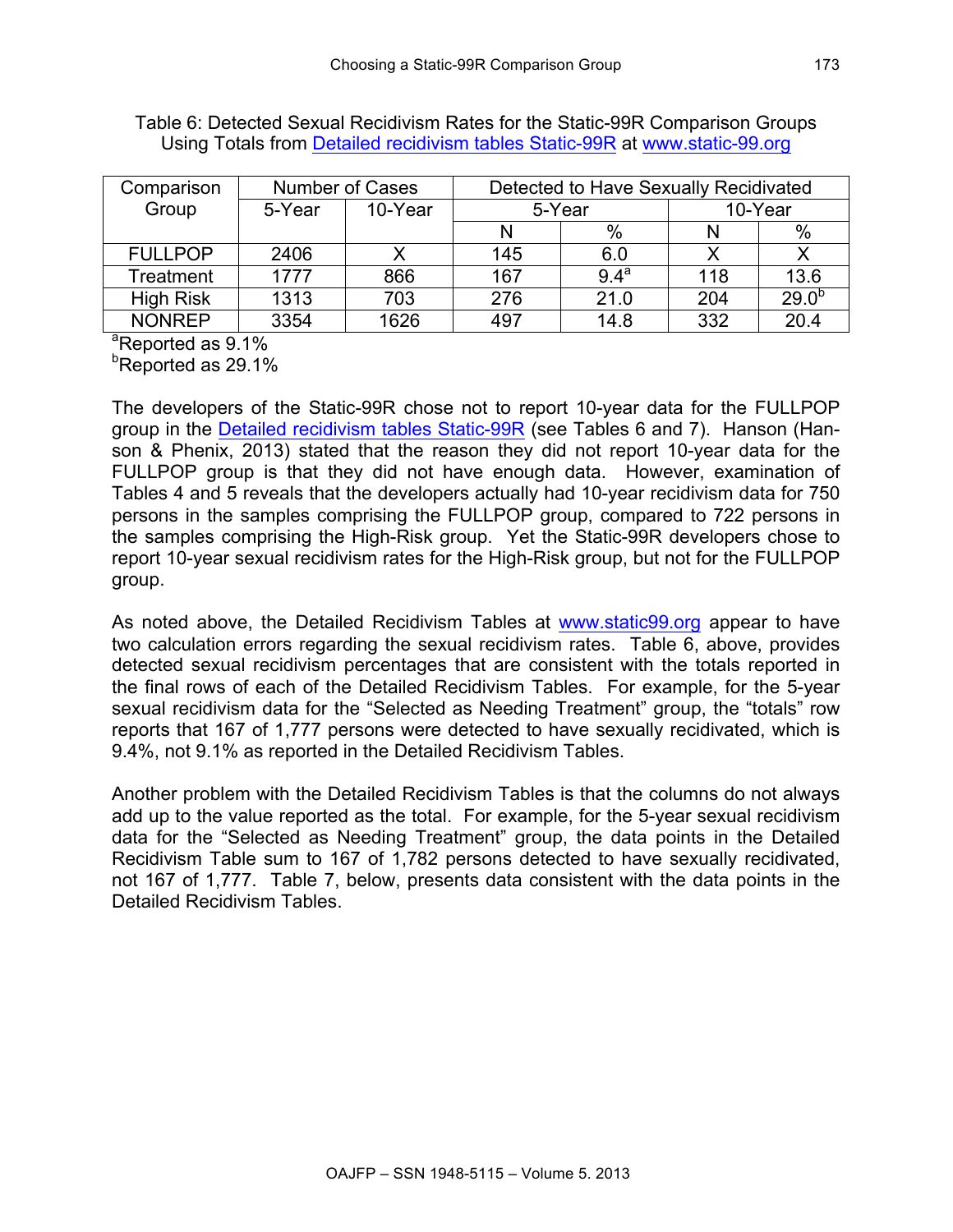Table 6: Detected Sexual Recidivism Rates for the Static-99R Comparison Groups Using Totals from Detailed recidivism tables Static-99R at www.static-99.org

| Comparison Group | Number of Cases | | Detected to Have Sexually Recidivated | | | |
|---|---|---|---|---|---|---|
| | 5-Year | 10-Year | 5-Year | | 10-Year | |
| | | | N | % | N | % |
| FULLPOP | 2406 | X | 145 | 6.0 | X | X |
| Treatment | 1777 | 866 | 167 | 9.4[a] | 118 | 13.6 |
| High Risk | 1313 | 703 | 276 | 21.0 | 204 | 29.0[b] |
| NONREP | 3354 | 1626 | 497 | 14.8 | 332 | 20.4 |

[a]Reported as 9.1%
[b]Reported as 29.1%

The developers of the Static-99R chose not to report 10-year data for the FULLPOP group in the Detailed recidivism tables Static-99R (see Tables 6 and 7). Hanson (Hanson & Phenix, 2013) stated that the reason they did not report 10-year data for the FULLPOP group is that they did not have enough data. However, examination of Tables 4 and 5 reveals that the developers actually had 10-year recidivism data for 750 persons in the samples comprising the FULLPOP group, compared to 722 persons in the samples comprising the High-Risk group. Yet the Static-99R developers chose to report 10-year sexual recidivism rates for the High-Risk group, but not for the FULLPOP group.

As noted above, the Detailed Recidivism Tables at www.static99.org appear to have two calculation errors regarding the sexual recidivism rates. Table 6, above, provides detected sexual recidivism percentages that are consistent with the totals reported in the final rows of each of the Detailed Recidivism Tables. For example, for the 5-year sexual recidivism data for the "Selected as Needing Treatment" group, the "totals" row reports that 167 of 1,777 persons were detected to have sexually recidivated, which is 9.4%, not 9.1% as reported in the Detailed Recidivism Tables.

Another problem with the Detailed Recidivism Tables is that the columns do not always add up to the value reported as the total. For example, for the 5-year sexual recidivism data for the "Selected as Needing Treatment" group, the data points in the Detailed Recidivism Table sum to 167 of 1,782 persons detected to have sexually recidivated, not 167 of 1,777. Table 7, below, presents data consistent with the data points in the Detailed Recidivism Tables.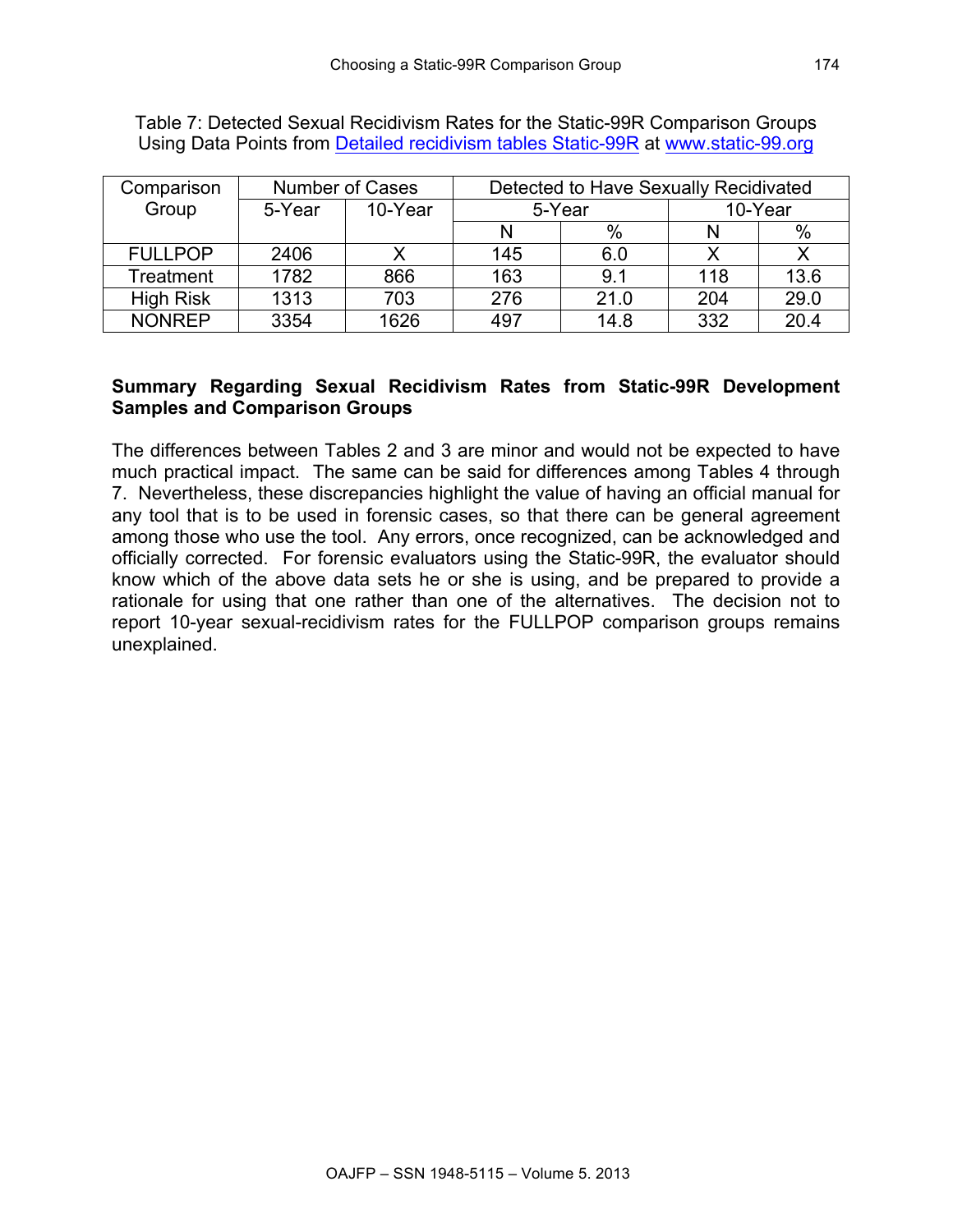Table 7: Detected Sexual Recidivism Rates for the Static-99R Comparison Groups Using Data Points from Detailed recidivism tables Static-99R at www.static-99.org

| Comparison Group | Number of Cases | | Detected to Have Sexually Recidivated | | | |
|---|---|---|---|---|---|---|
| | 5-Year | 10-Year | 5-Year | | 10-Year | |
| | | | N | % | N | % |
| FULLPOP | 2406 | X | 145 | 6.0 | X | X |
| Treatment | 1782 | 866 | 163 | 9.1 | 118 | 13.6 |
| High Risk | 1313 | 703 | 276 | 21.0 | 204 | 29.0 |
| NONREP | 3354 | 1626 | 497 | 14.8 | 332 | 20.4 |

**Summary Regarding Sexual Recidivism Rates from Static-99R Development Samples and Comparison Groups**

The differences between Tables 2 and 3 are minor and would not be expected to have much practical impact. The same can be said for differences among Tables 4 through 7. Nevertheless, these discrepancies highlight the value of having an official manual for any tool that is to be used in forensic cases, so that there can be general agreement among those who use the tool. Any errors, once recognized, can be acknowledged and officially corrected. For forensic evaluators using the Static-99R, the evaluator should know which of the above data sets he or she is using, and be prepared to provide a rationale for using that one rather than one of the alternatives. The decision not to report 10-year sexual-recidivism rates for the FULLPOP comparison groups remains unexplained.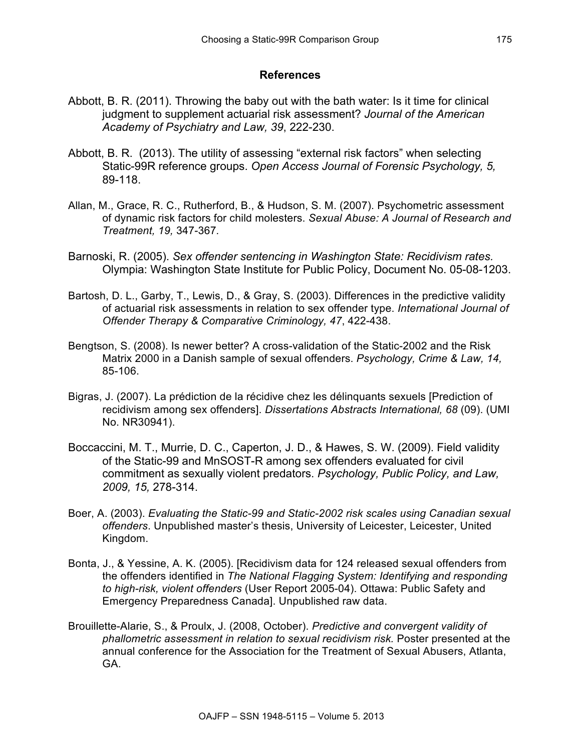## References

Abbott, B. R. (2011). Throwing the baby out with the bath water: Is it time for clinical judgment to supplement actuarial risk assessment? *Journal of the American Academy of Psychiatry and Law, 39*, 222-230.

Abbott, B. R. (2013). The utility of assessing "external risk factors" when selecting Static-99R reference groups. *Open Access Journal of Forensic Psychology, 5,* 89-118.

Allan, M., Grace, R. C., Rutherford, B., & Hudson, S. M. (2007). Psychometric assessment of dynamic risk factors for child molesters. *Sexual Abuse: A Journal of Research and Treatment, 19,* 347-367.

Barnoski, R. (2005). *Sex offender sentencing in Washington State: Recidivism rates.* Olympia: Washington State Institute for Public Policy, Document No. 05-08-1203.

Bartosh, D. L., Garby, T., Lewis, D., & Gray, S. (2003). Differences in the predictive validity of actuarial risk assessments in relation to sex offender type. *International Journal of Offender Therapy & Comparative Criminology, 47*, 422-438.

Bengtson, S. (2008). Is newer better? A cross-validation of the Static-2002 and the Risk Matrix 2000 in a Danish sample of sexual offenders. *Psychology, Crime & Law, 14,* 85-106.

Bigras, J. (2007). La prédiction de la récidive chez les délinquants sexuels [Prediction of recidivism among sex offenders]. *Dissertations Abstracts International, 68* (09). (UMI No. NR30941).

Boccaccini, M. T., Murrie, D. C., Caperton, J. D., & Hawes, S. W. (2009). Field validity of the Static-99 and MnSOST-R among sex offenders evaluated for civil commitment as sexually violent predators. *Psychology, Public Policy, and Law, 2009, 15,* 278-314.

Boer, A. (2003). *Evaluating the Static-99 and Static-2002 risk scales using Canadian sexual offenders*. Unpublished master's thesis, University of Leicester, Leicester, United Kingdom.

Bonta, J., & Yessine, A. K. (2005). [Recidivism data for 124 released sexual offenders from the offenders identified in *The National Flagging System: Identifying and responding to high-risk, violent offenders* (User Report 2005-04). Ottawa: Public Safety and Emergency Preparedness Canada]. Unpublished raw data.

Brouillette-Alarie, S., & Proulx, J. (2008, October). *Predictive and convergent validity of phallometric assessment in relation to sexual recidivism risk.* Poster presented at the annual conference for the Association for the Treatment of Sexual Abusers, Atlanta, GA.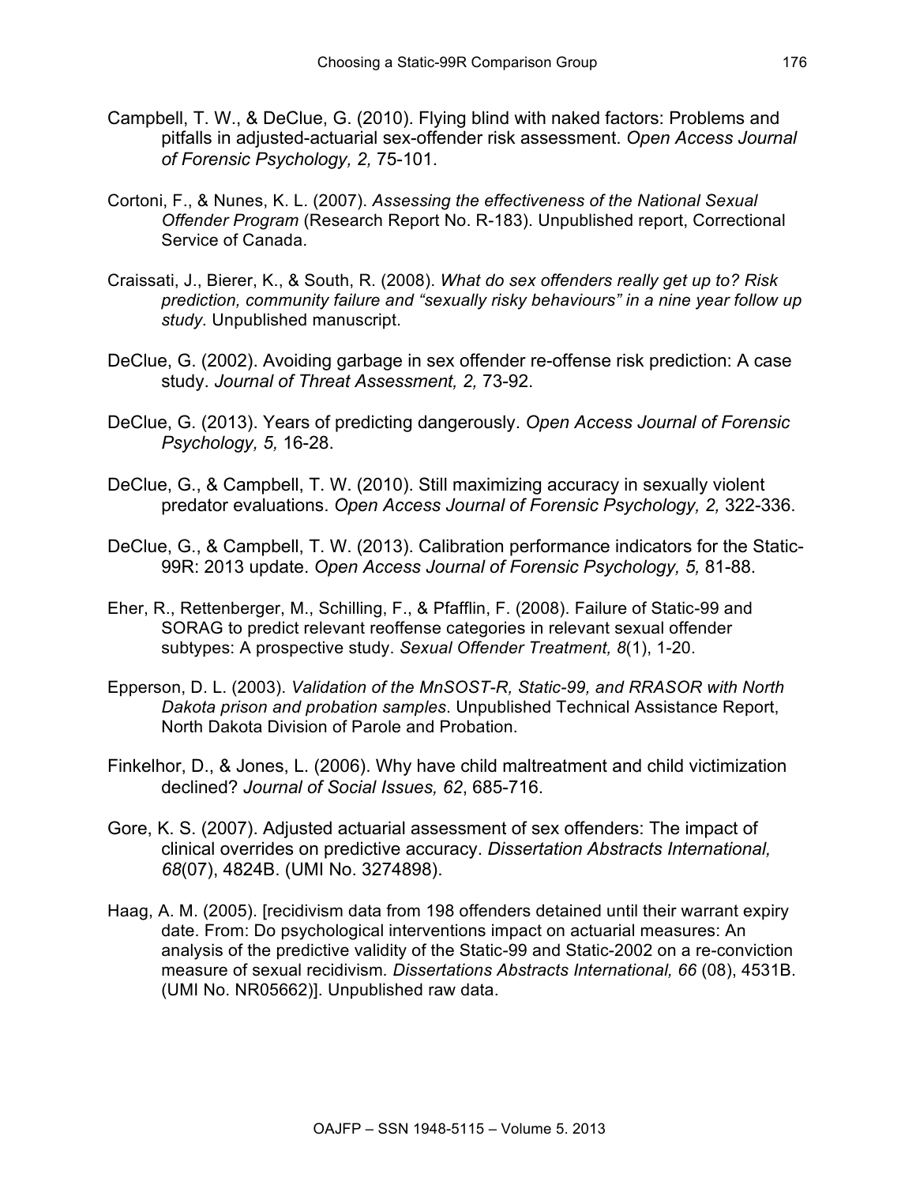Campbell, T. W., & DeClue, G. (2010). Flying blind with naked factors: Problems and pitfalls in adjusted-actuarial sex-offender risk assessment. *Open Access Journal of Forensic Psychology, 2,* 75-101.

Cortoni, F., & Nunes, K. L. (2007). *Assessing the effectiveness of the National Sexual Offender Program* (Research Report No. R-183). Unpublished report, Correctional Service of Canada.

Craissati, J., Bierer, K., & South, R. (2008). *What do sex offenders really get up to? Risk prediction, community failure and "sexually risky behaviours" in a nine year follow up study.* Unpublished manuscript.

DeClue, G. (2002). Avoiding garbage in sex offender re-offense risk prediction: A case study. *Journal of Threat Assessment, 2,* 73-92.

DeClue, G. (2013). Years of predicting dangerously. *Open Access Journal of Forensic Psychology, 5,* 16-28.

DeClue, G., & Campbell, T. W. (2010). Still maximizing accuracy in sexually violent predator evaluations. *Open Access Journal of Forensic Psychology, 2,* 322-336.

DeClue, G., & Campbell, T. W. (2013). Calibration performance indicators for the Static-99R: 2013 update. *Open Access Journal of Forensic Psychology, 5,* 81-88.

Eher, R., Rettenberger, M., Schilling, F., & Pfafflin, F. (2008). Failure of Static-99 and SORAG to predict relevant reoffense categories in relevant sexual offender subtypes: A prospective study. *Sexual Offender Treatment, 8*(1), 1-20.

Epperson, D. L. (2003). *Validation of the MnSOST-R, Static-99, and RRASOR with North Dakota prison and probation samples*. Unpublished Technical Assistance Report, North Dakota Division of Parole and Probation.

Finkelhor, D., & Jones, L. (2006). Why have child maltreatment and child victimization declined? *Journal of Social Issues, 62*, 685-716.

Gore, K. S. (2007). Adjusted actuarial assessment of sex offenders: The impact of clinical overrides on predictive accuracy. *Dissertation Abstracts International, 68*(07), 4824B. (UMI No. 3274898).

Haag, A. M. (2005). [recidivism data from 198 offenders detained until their warrant expiry date. From: Do psychological interventions impact on actuarial measures: An analysis of the predictive validity of the Static-99 and Static-2002 on a re-conviction measure of sexual recidivism. *Dissertations Abstracts International, 66* (08), 4531B. (UMI No. NR05662)]. Unpublished raw data.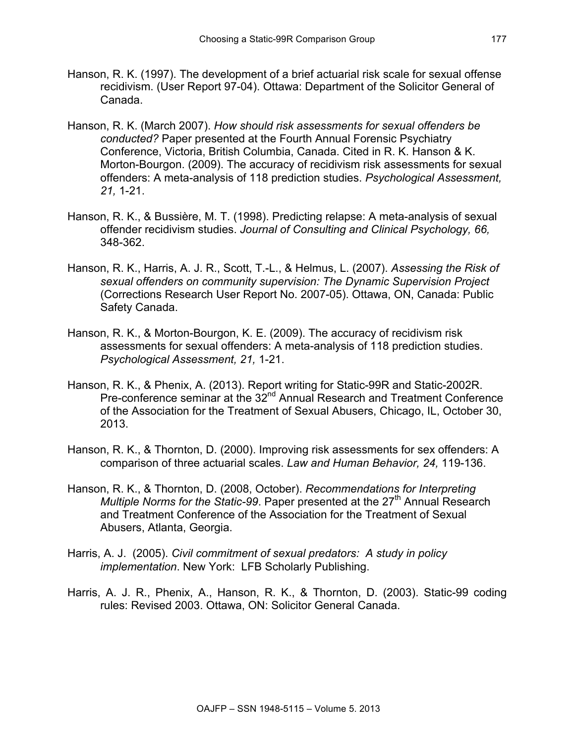Hanson, R. K. (1997). The development of a brief actuarial risk scale for sexual offense recidivism. (User Report 97-04). Ottawa: Department of the Solicitor General of Canada.

Hanson, R. K. (March 2007). *How should risk assessments for sexual offenders be conducted?* Paper presented at the Fourth Annual Forensic Psychiatry Conference, Victoria, British Columbia, Canada. Cited in R. K. Hanson & K. Morton-Bourgon. (2009). The accuracy of recidivism risk assessments for sexual offenders: A meta-analysis of 118 prediction studies. *Psychological Assessment, 21,* 1-21.

Hanson, R. K., & Bussière, M. T. (1998). Predicting relapse: A meta-analysis of sexual offender recidivism studies. *Journal of Consulting and Clinical Psychology, 66,* 348-362.

Hanson, R. K., Harris, A. J. R., Scott, T.-L., & Helmus, L. (2007). *Assessing the Risk of sexual offenders on community supervision: The Dynamic Supervision Project* (Corrections Research User Report No. 2007-05). Ottawa, ON, Canada: Public Safety Canada.

Hanson, R. K., & Morton-Bourgon, K. E. (2009). The accuracy of recidivism risk assessments for sexual offenders: A meta-analysis of 118 prediction studies. *Psychological Assessment, 21,* 1-21.

Hanson, R. K., & Phenix, A. (2013). Report writing for Static-99R and Static-2002R. Pre-conference seminar at the 32nd Annual Research and Treatment Conference of the Association for the Treatment of Sexual Abusers, Chicago, IL, October 30, 2013.

Hanson, R. K., & Thornton, D. (2000). Improving risk assessments for sex offenders: A comparison of three actuarial scales. *Law and Human Behavior, 24,* 119-136.

Hanson, R. K., & Thornton, D. (2008, October). *Recommendations for Interpreting Multiple Norms for the Static-99*. Paper presented at the 27th Annual Research and Treatment Conference of the Association for the Treatment of Sexual Abusers, Atlanta, Georgia.

Harris, A. J. (2005). *Civil commitment of sexual predators: A study in policy implementation*. New York: LFB Scholarly Publishing.

Harris, A. J. R., Phenix, A., Hanson, R. K., & Thornton, D. (2003). Static-99 coding rules: Revised 2003. Ottawa, ON: Solicitor General Canada.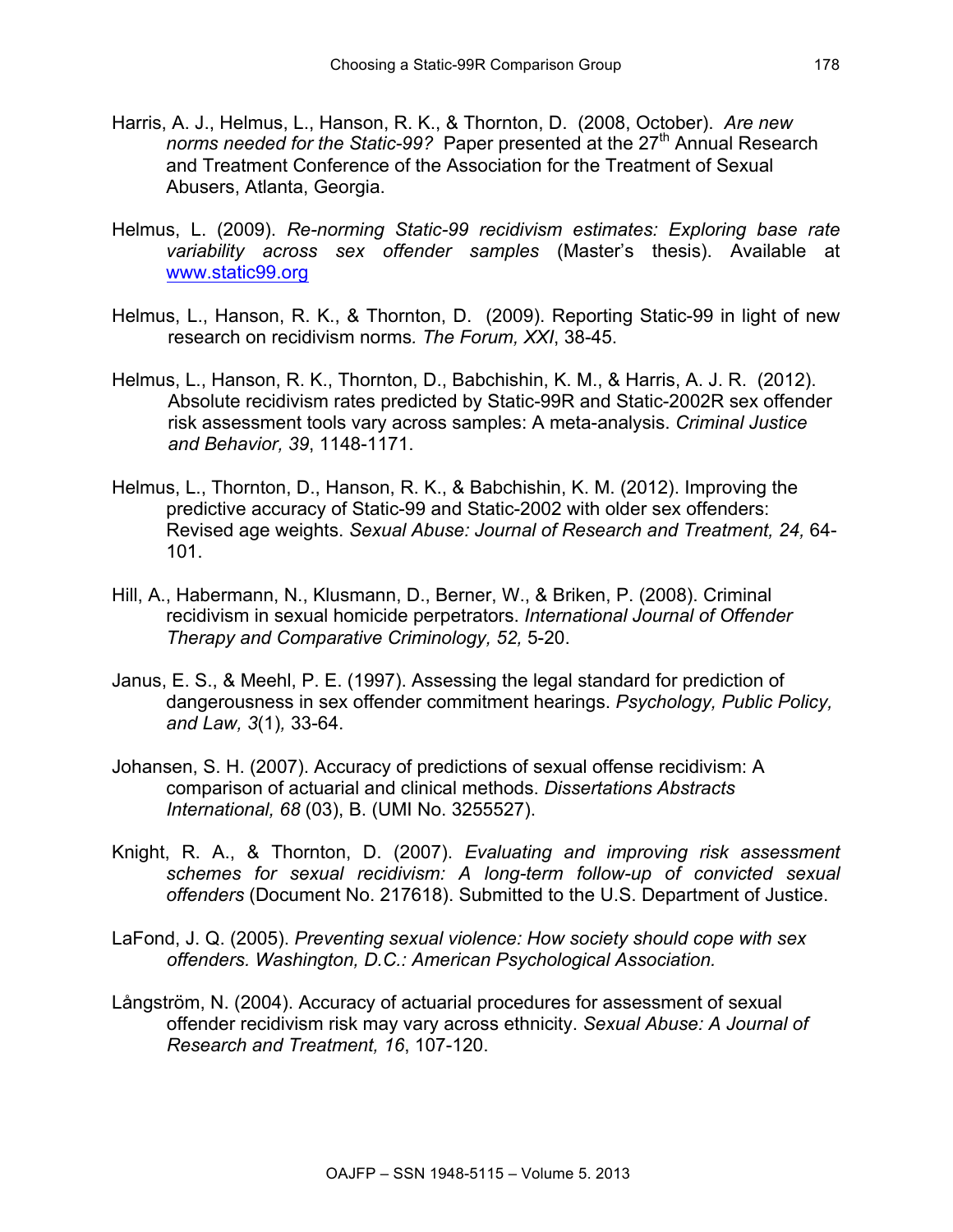Harris, A. J., Helmus, L., Hanson, R. K., & Thornton, D. (2008, October). *Are new norms needed for the Static-99?* Paper presented at the 27th Annual Research and Treatment Conference of the Association for the Treatment of Sexual Abusers, Atlanta, Georgia.

Helmus, L. (2009). *Re-norming Static-99 recidivism estimates: Exploring base rate variability across sex offender samples* (Master's thesis). Available at www.static99.org

Helmus, L., Hanson, R. K., & Thornton, D. (2009). Reporting Static-99 in light of new research on recidivism norms. *The Forum, XXI*, 38-45.

Helmus, L., Hanson, R. K., Thornton, D., Babchishin, K. M., & Harris, A. J. R. (2012). Absolute recidivism rates predicted by Static-99R and Static-2002R sex offender risk assessment tools vary across samples: A meta-analysis. *Criminal Justice and Behavior, 39*, 1148-1171.

Helmus, L., Thornton, D., Hanson, R. K., & Babchishin, K. M. (2012). Improving the predictive accuracy of Static-99 and Static-2002 with older sex offenders: Revised age weights. *Sexual Abuse: Journal of Research and Treatment, 24,* 64-101.

Hill, A., Habermann, N., Klusmann, D., Berner, W., & Briken, P. (2008). Criminal recidivism in sexual homicide perpetrators. *International Journal of Offender Therapy and Comparative Criminology, 52,* 5-20.

Janus, E. S., & Meehl, P. E. (1997). Assessing the legal standard for prediction of dangerousness in sex offender commitment hearings. *Psychology, Public Policy, and Law, 3*(1)*,* 33-64.

Johansen, S. H. (2007). Accuracy of predictions of sexual offense recidivism: A comparison of actuarial and clinical methods. *Dissertations Abstracts International, 68* (03), B. (UMI No. 3255527).

Knight, R. A., & Thornton, D. (2007). *Evaluating and improving risk assessment schemes for sexual recidivism: A long-term follow-up of convicted sexual offenders* (Document No. 217618). Submitted to the U.S. Department of Justice.

LaFond, J. Q. (2005). *Preventing sexual violence: How society should cope with sex offenders. Washington, D.C.: American Psychological Association.*

Långström, N. (2004). Accuracy of actuarial procedures for assessment of sexual offender recidivism risk may vary across ethnicity. *Sexual Abuse: A Journal of Research and Treatment, 16*, 107-120.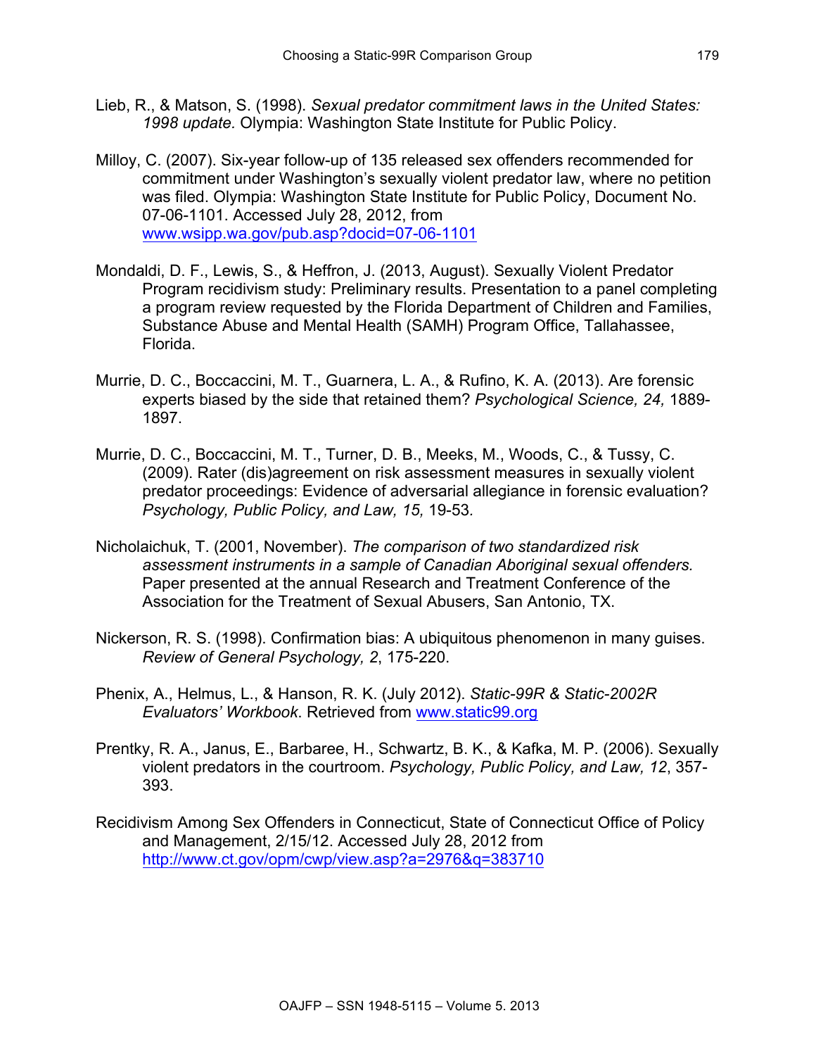Lieb, R., & Matson, S. (1998). *Sexual predator commitment laws in the United States: 1998 update.* Olympia: Washington State Institute for Public Policy.

Milloy, C. (2007). Six-year follow-up of 135 released sex offenders recommended for commitment under Washington's sexually violent predator law, where no petition was filed. Olympia: Washington State Institute for Public Policy, Document No. 07-06-1101. Accessed July 28, 2012, from www.wsipp.wa.gov/pub.asp?docid=07-06-1101

Mondaldi, D. F., Lewis, S., & Heffron, J. (2013, August). Sexually Violent Predator Program recidivism study: Preliminary results. Presentation to a panel completing a program review requested by the Florida Department of Children and Families, Substance Abuse and Mental Health (SAMH) Program Office, Tallahassee, Florida.

Murrie, D. C., Boccaccini, M. T., Guarnera, L. A., & Rufino, K. A. (2013). Are forensic experts biased by the side that retained them? *Psychological Science, 24,* 1889-1897.

Murrie, D. C., Boccaccini, M. T., Turner, D. B., Meeks, M., Woods, C., & Tussy, C. (2009). Rater (dis)agreement on risk assessment measures in sexually violent predator proceedings: Evidence of adversarial allegiance in forensic evaluation? *Psychology, Public Policy, and Law, 15,* 19-53.

Nicholaichuk, T. (2001, November). *The comparison of two standardized risk assessment instruments in a sample of Canadian Aboriginal sexual offenders.* Paper presented at the annual Research and Treatment Conference of the Association for the Treatment of Sexual Abusers, San Antonio, TX.

Nickerson, R. S. (1998). Confirmation bias: A ubiquitous phenomenon in many guises. *Review of General Psychology, 2*, 175-220.

Phenix, A., Helmus, L., & Hanson, R. K. (July 2012). *Static-99R & Static-2002R Evaluators' Workbook*. Retrieved from www.static99.org

Prentky, R. A., Janus, E., Barbaree, H., Schwartz, B. K., & Kafka, M. P. (2006). Sexually violent predators in the courtroom. *Psychology, Public Policy, and Law, 12*, 357-393.

Recidivism Among Sex Offenders in Connecticut, State of Connecticut Office of Policy and Management, 2/15/12. Accessed July 28, 2012 from http://www.ct.gov/opm/cwp/view.asp?a=2976&q=383710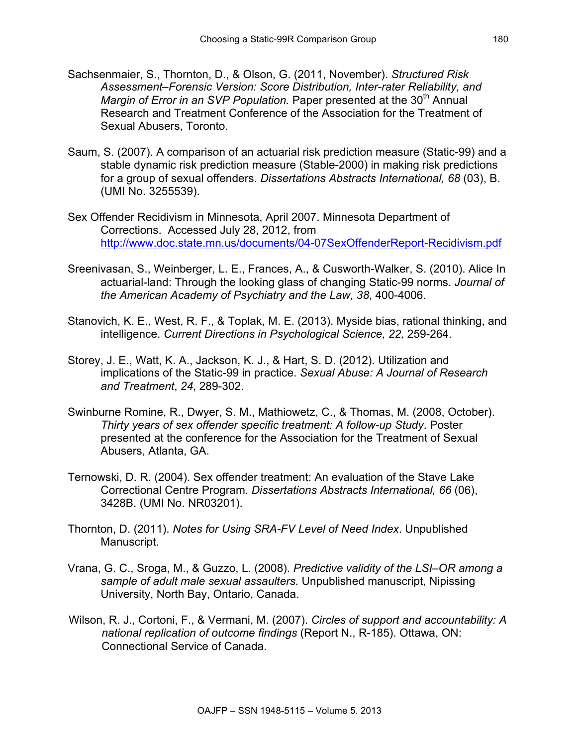Sachsenmaier, S., Thornton, D., & Olson, G. (2011, November). *Structured Risk Assessment–Forensic Version: Score Distribution, Inter-rater Reliability, and Margin of Error in an SVP Population.* Paper presented at the 30th Annual Research and Treatment Conference of the Association for the Treatment of Sexual Abusers, Toronto.

Saum, S. (2007). A comparison of an actuarial risk prediction measure (Static-99) and a stable dynamic risk prediction measure (Stable-2000) in making risk predictions for a group of sexual offenders. *Dissertations Abstracts International, 68* (03), B. (UMI No. 3255539).

Sex Offender Recidivism in Minnesota, April 2007. Minnesota Department of Corrections. Accessed July 28, 2012, from http://www.doc.state.mn.us/documents/04-07SexOffenderReport-Recidivism.pdf

Sreenivasan, S., Weinberger, L. E., Frances, A., & Cusworth-Walker, S. (2010). Alice In actuarial-land: Through the looking glass of changing Static-99 norms. *Journal of the American Academy of Psychiatry and the Law, 38*, 400-4006.

Stanovich, K. E., West, R. F., & Toplak, M. E. (2013). Myside bias, rational thinking, and intelligence. *Current Directions in Psychological Science, 22,* 259-264.

Storey, J. E., Watt, K. A., Jackson, K. J., & Hart, S. D. (2012). Utilization and implications of the Static-99 in practice. *Sexual Abuse: A Journal of Research and Treatment*, *24*, 289-302.

Swinburne Romine, R., Dwyer, S. M., Mathiowetz, C., & Thomas, M. (2008, October). *Thirty years of sex offender specific treatment: A follow-up Study*. Poster presented at the conference for the Association for the Treatment of Sexual Abusers, Atlanta, GA.

Ternowski, D. R. (2004). Sex offender treatment: An evaluation of the Stave Lake Correctional Centre Program. *Dissertations Abstracts International, 66* (06), 3428B. (UMI No. NR03201).

Thornton, D. (2011). *Notes for Using SRA-FV Level of Need Index*. Unpublished Manuscript.

Vrana, G. C., Sroga, M., & Guzzo, L. (2008). *Predictive validity of the LSI–OR among a sample of adult male sexual assaulters.* Unpublished manuscript, Nipissing University, North Bay, Ontario, Canada.

Wilson, R. J., Cortoni, F., & Vermani, M. (2007). *Circles of support and accountability: A national replication of outcome findings* (Report N., R-185). Ottawa, ON: Connectional Service of Canada.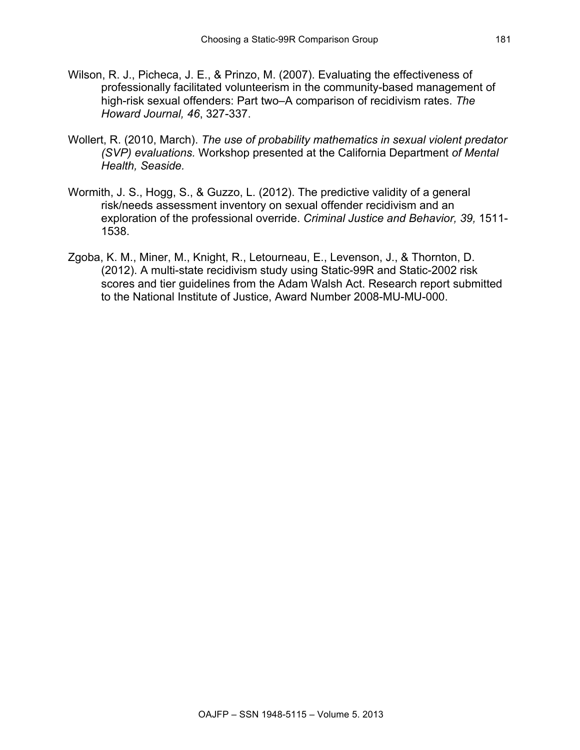Wilson, R. J., Picheca, J. E., & Prinzo, M. (2007). Evaluating the effectiveness of professionally facilitated volunteerism in the community-based management of high-risk sexual offenders: Part two–A comparison of recidivism rates. *The Howard Journal, 46*, 327-337.

Wollert, R. (2010, March). *The use of probability mathematics in sexual violent predator (SVP) evaluations.* Workshop presented at the California Department *of Mental Health, Seaside.*

Wormith, J. S., Hogg, S., & Guzzo, L. (2012). The predictive validity of a general risk/needs assessment inventory on sexual offender recidivism and an exploration of the professional override. *Criminal Justice and Behavior, 39,* 1511-1538.

Zgoba, K. M., Miner, M., Knight, R., Letourneau, E., Levenson, J., & Thornton, D. (2012). A multi-state recidivism study using Static-99R and Static-2002 risk scores and tier guidelines from the Adam Walsh Act. Research report submitted to the National Institute of Justice, Award Number 2008-MU-MU-000.